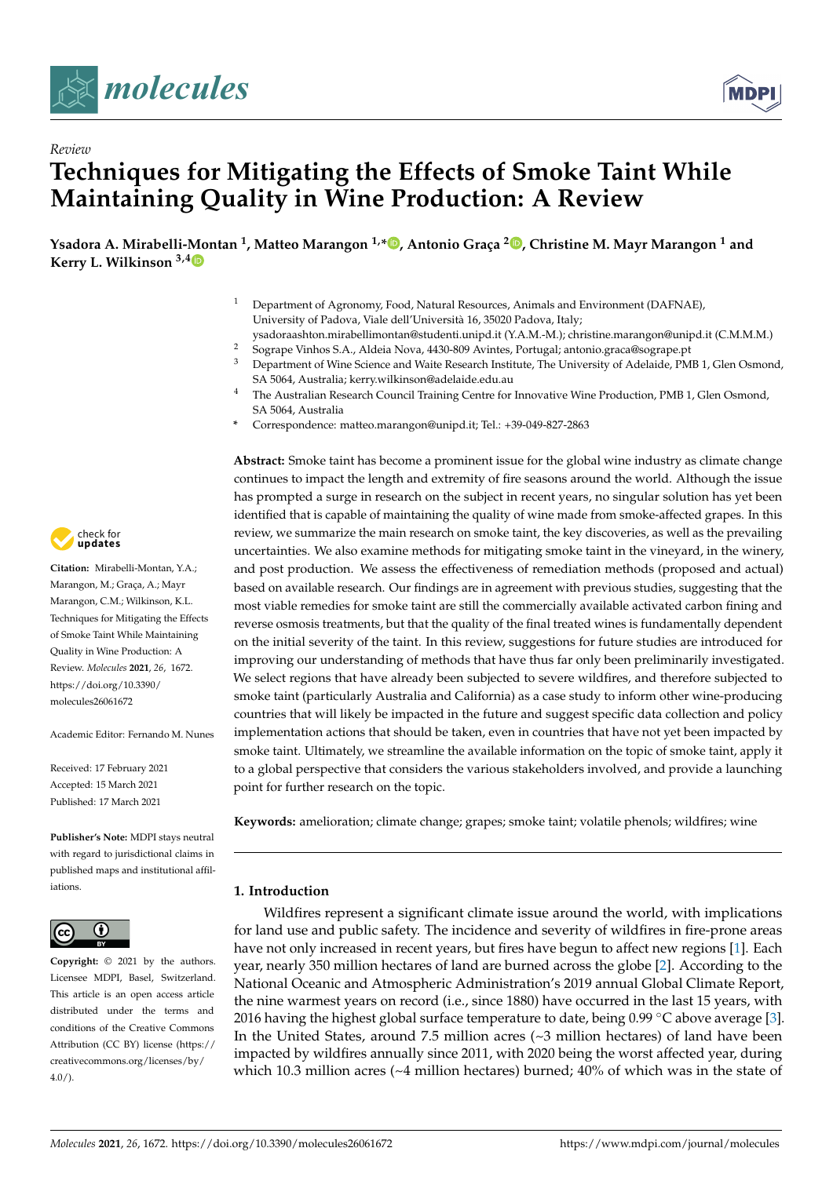*Review*

# Techniques for Mitigating the Effects of Smoke Taint While Maintaining Quality in Wine Production: A Review

**Ysadora A. Mirabelli-Montan [1], Matteo Marangon [1,*], Antonio Graça [2], Christine M. Mayr Marangon [1] and Kerry L. Wilkinson [3,4]**

[1] Department of Agronomy, Food, Natural Resources, Animals and Environment (DAFNAE), University of Padova, Viale dell'Università 16, 35020 Padova, Italy; ysadoraashton.mirabellimontan@studenti.unipd.it (Y.A.M.-M.); christine.marangon@unipd.it (C.M.M.M.)

[2] Sogrape Vinhos S.A., Aldeia Nova, 4430-809 Avintes, Portugal; antonio.graca@sogrape.pt

[3] Department of Wine Science and Waite Research Institute, The University of Adelaide, PMB 1, Glen Osmond, SA 5064, Australia; kerry.wilkinson@adelaide.edu.au

[4] The Australian Research Council Training Centre for Innovative Wine Production, PMB 1, Glen Osmond, SA 5064, Australia

\* Correspondence: matteo.marangon@unipd.it; Tel.: +39-049-827-2863

**Citation:** Mirabelli-Montan, Y.A.; Marangon, M.; Graça, A.; Mayr Marangon, C.M.; Wilkinson, K.L. Techniques for Mitigating the Effects of Smoke Taint While Maintaining Quality in Wine Production: A Review. *Molecules* **2021**, *26*, 1672. https://doi.org/10.3390/molecules26061672

Academic Editor: Fernando M. Nunes

Received: 17 February 2021
Accepted: 15 March 2021
Published: 17 March 2021

**Publisher's Note:** MDPI stays neutral with regard to jurisdictional claims in published maps and institutional affiliations.

**Copyright:** © 2021 by the authors. Licensee MDPI, Basel, Switzerland. This article is an open access article distributed under the terms and conditions of the Creative Commons Attribution (CC BY) license (https://creativecommons.org/licenses/by/4.0/).

**Abstract:** Smoke taint has become a prominent issue for the global wine industry as climate change continues to impact the length and extremity of fire seasons around the world. Although the issue has prompted a surge in research on the subject in recent years, no singular solution has yet been identified that is capable of maintaining the quality of wine made from smoke-affected grapes. In this review, we summarize the main research on smoke taint, the key discoveries, as well as the prevailing uncertainties. We also examine methods for mitigating smoke taint in the vineyard, in the winery, and post production. We assess the effectiveness of remediation methods (proposed and actual) based on available research. Our findings are in agreement with previous studies, suggesting that the most viable remedies for smoke taint are still the commercially available activated carbon fining and reverse osmosis treatments, but that the quality of the final treated wines is fundamentally dependent on the initial severity of the taint. In this review, suggestions for future studies are introduced for improving our understanding of methods that have thus far only been preliminarily investigated. We select regions that have already been subjected to severe wildfires, and therefore subjected to smoke taint (particularly Australia and California) as a case study to inform other wine-producing countries that will likely be impacted in the future and suggest specific data collection and policy implementation actions that should be taken, even in countries that have not yet been impacted by smoke taint. Ultimately, we streamline the available information on the topic of smoke taint, apply it to a global perspective that considers the various stakeholders involved, and provide a launching point for further research on the topic.

**Keywords:** amelioration; climate change; grapes; smoke taint; volatile phenols; wildfires; wine

## 1. Introduction

Wildfires represent a significant climate issue around the world, with implications for land use and public safety. The incidence and severity of wildfires in fire-prone areas have not only increased in recent years, but fires have begun to affect new regions [1]. Each year, nearly 350 million hectares of land are burned across the globe [2]. According to the National Oceanic and Atmospheric Administration's 2019 annual Global Climate Report, the nine warmest years on record (i.e., since 1880) have occurred in the last 15 years, with 2016 having the highest global surface temperature to date, being 0.99 °C above average [3]. In the United States, around 7.5 million acres (~3 million hectares) of land have been impacted by wildfires annually since 2011, with 2020 being the worst affected year, during which 10.3 million acres (~4 million hectares) burned; 40% of which was in the state of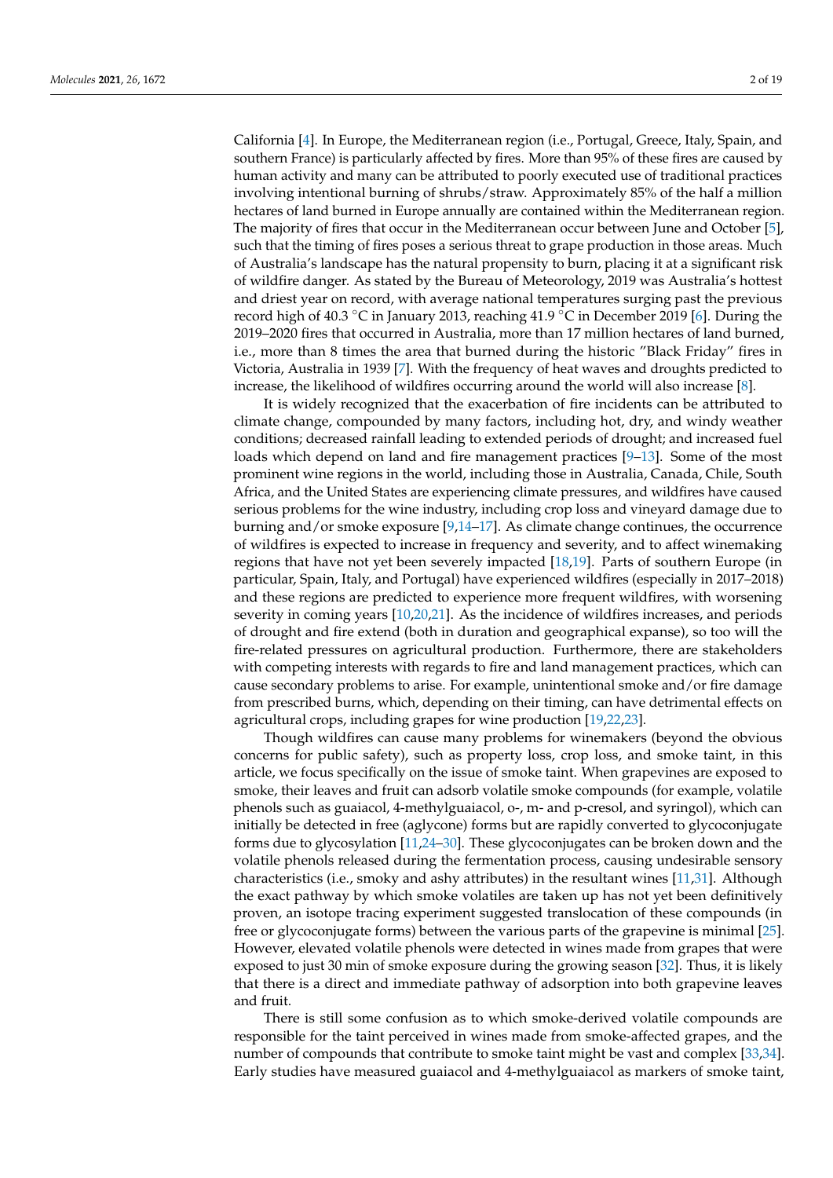California [4]. In Europe, the Mediterranean region (i.e., Portugal, Greece, Italy, Spain, and southern France) is particularly affected by fires. More than 95% of these fires are caused by human activity and many can be attributed to poorly executed use of traditional practices involving intentional burning of shrubs/straw. Approximately 85% of the half a million hectares of land burned in Europe annually are contained within the Mediterranean region. The majority of fires that occur in the Mediterranean occur between June and October [5], such that the timing of fires poses a serious threat to grape production in those areas. Much of Australia's landscape has the natural propensity to burn, placing it at a significant risk of wildfire danger. As stated by the Bureau of Meteorology, 2019 was Australia's hottest and driest year on record, with average national temperatures surging past the previous record high of 40.3 °C in January 2013, reaching 41.9 °C in December 2019 [6]. During the 2019–2020 fires that occurred in Australia, more than 17 million hectares of land burned, i.e., more than 8 times the area that burned during the historic "Black Friday" fires in Victoria, Australia in 1939 [7]. With the frequency of heat waves and droughts predicted to increase, the likelihood of wildfires occurring around the world will also increase [8].

It is widely recognized that the exacerbation of fire incidents can be attributed to climate change, compounded by many factors, including hot, dry, and windy weather conditions; decreased rainfall leading to extended periods of drought; and increased fuel loads which depend on land and fire management practices [9–13]. Some of the most prominent wine regions in the world, including those in Australia, Canada, Chile, South Africa, and the United States are experiencing climate pressures, and wildfires have caused serious problems for the wine industry, including crop loss and vineyard damage due to burning and/or smoke exposure [9,14–17]. As climate change continues, the occurrence of wildfires is expected to increase in frequency and severity, and to affect winemaking regions that have not yet been severely impacted [18,19]. Parts of southern Europe (in particular, Spain, Italy, and Portugal) have experienced wildfires (especially in 2017–2018) and these regions are predicted to experience more frequent wildfires, with worsening severity in coming years [10,20,21]. As the incidence of wildfires increases, and periods of drought and fire extend (both in duration and geographical expanse), so too will the fire-related pressures on agricultural production. Furthermore, there are stakeholders with competing interests with regards to fire and land management practices, which can cause secondary problems to arise. For example, unintentional smoke and/or fire damage from prescribed burns, which, depending on their timing, can have detrimental effects on agricultural crops, including grapes for wine production [19,22,23].

Though wildfires can cause many problems for winemakers (beyond the obvious concerns for public safety), such as property loss, crop loss, and smoke taint, in this article, we focus specifically on the issue of smoke taint. When grapevines are exposed to smoke, their leaves and fruit can adsorb volatile smoke compounds (for example, volatile phenols such as guaiacol, 4-methylguaiacol, o-, m- and p-cresol, and syringol), which can initially be detected in free (aglycone) forms but are rapidly converted to glycoconjugate forms due to glycosylation [11,24–30]. These glycoconjugates can be broken down and the volatile phenols released during the fermentation process, causing undesirable sensory characteristics (i.e., smoky and ashy attributes) in the resultant wines [11,31]. Although the exact pathway by which smoke volatiles are taken up has not yet been definitively proven, an isotope tracing experiment suggested translocation of these compounds (in free or glycoconjugate forms) between the various parts of the grapevine is minimal [25]. However, elevated volatile phenols were detected in wines made from grapes that were exposed to just 30 min of smoke exposure during the growing season [32]. Thus, it is likely that there is a direct and immediate pathway of adsorption into both grapevine leaves and fruit.

There is still some confusion as to which smoke-derived volatile compounds are responsible for the taint perceived in wines made from smoke-affected grapes, and the number of compounds that contribute to smoke taint might be vast and complex [33,34]. Early studies have measured guaiacol and 4-methylguaiacol as markers of smoke taint,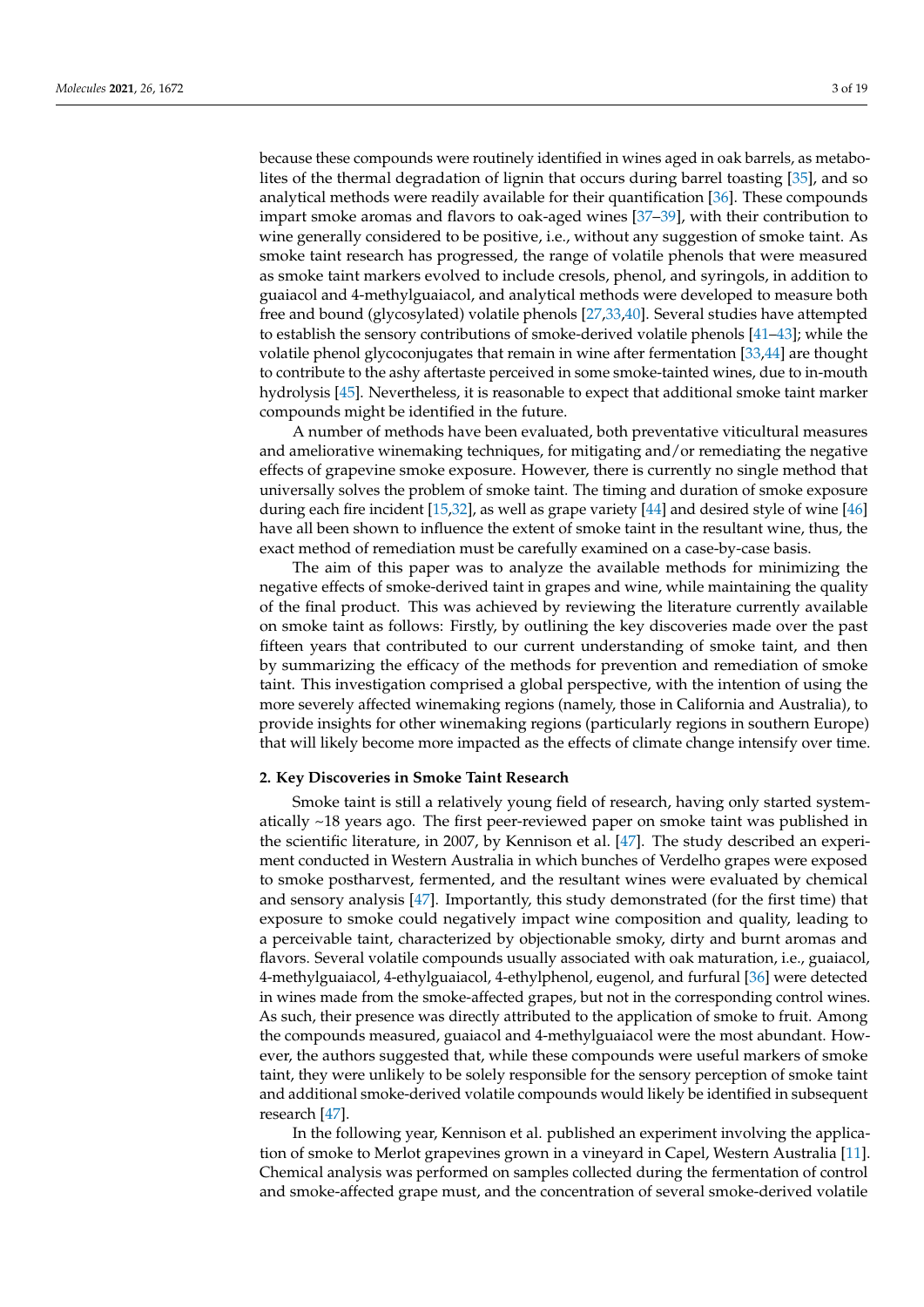because these compounds were routinely identified in wines aged in oak barrels, as metabolites of the thermal degradation of lignin that occurs during barrel toasting [35], and so analytical methods were readily available for their quantification [36]. These compounds impart smoke aromas and flavors to oak-aged wines [37–39], with their contribution to wine generally considered to be positive, i.e., without any suggestion of smoke taint. As smoke taint research has progressed, the range of volatile phenols that were measured as smoke taint markers evolved to include cresols, phenol, and syringols, in addition to guaiacol and 4-methylguaiacol, and analytical methods were developed to measure both free and bound (glycosylated) volatile phenols [27,33,40]. Several studies have attempted to establish the sensory contributions of smoke-derived volatile phenols [41–43]; while the volatile phenol glycoconjugates that remain in wine after fermentation [33,44] are thought to contribute to the ashy aftertaste perceived in some smoke-tainted wines, due to in-mouth hydrolysis [45]. Nevertheless, it is reasonable to expect that additional smoke taint marker compounds might be identified in the future.

A number of methods have been evaluated, both preventative viticultural measures and ameliorative winemaking techniques, for mitigating and/or remediating the negative effects of grapevine smoke exposure. However, there is currently no single method that universally solves the problem of smoke taint. The timing and duration of smoke exposure during each fire incident [15,32], as well as grape variety [44] and desired style of wine [46] have all been shown to influence the extent of smoke taint in the resultant wine, thus, the exact method of remediation must be carefully examined on a case-by-case basis.

The aim of this paper was to analyze the available methods for minimizing the negative effects of smoke-derived taint in grapes and wine, while maintaining the quality of the final product. This was achieved by reviewing the literature currently available on smoke taint as follows: Firstly, by outlining the key discoveries made over the past fifteen years that contributed to our current understanding of smoke taint, and then by summarizing the efficacy of the methods for prevention and remediation of smoke taint. This investigation comprised a global perspective, with the intention of using the more severely affected winemaking regions (namely, those in California and Australia), to provide insights for other winemaking regions (particularly regions in southern Europe) that will likely become more impacted as the effects of climate change intensify over time.

## 2. Key Discoveries in Smoke Taint Research

Smoke taint is still a relatively young field of research, having only started systematically ~18 years ago. The first peer-reviewed paper on smoke taint was published in the scientific literature, in 2007, by Kennison et al. [47]. The study described an experiment conducted in Western Australia in which bunches of Verdelho grapes were exposed to smoke postharvest, fermented, and the resultant wines were evaluated by chemical and sensory analysis [47]. Importantly, this study demonstrated (for the first time) that exposure to smoke could negatively impact wine composition and quality, leading to a perceivable taint, characterized by objectionable smoky, dirty and burnt aromas and flavors. Several volatile compounds usually associated with oak maturation, i.e., guaiacol, 4-methylguaiacol, 4-ethylguaiacol, 4-ethylphenol, eugenol, and furfural [36] were detected in wines made from the smoke-affected grapes, but not in the corresponding control wines. As such, their presence was directly attributed to the application of smoke to fruit. Among the compounds measured, guaiacol and 4-methylguaiacol were the most abundant. However, the authors suggested that, while these compounds were useful markers of smoke taint, they were unlikely to be solely responsible for the sensory perception of smoke taint and additional smoke-derived volatile compounds would likely be identified in subsequent research [47].

In the following year, Kennison et al. published an experiment involving the application of smoke to Merlot grapevines grown in a vineyard in Capel, Western Australia [11]. Chemical analysis was performed on samples collected during the fermentation of control and smoke-affected grape must, and the concentration of several smoke-derived volatile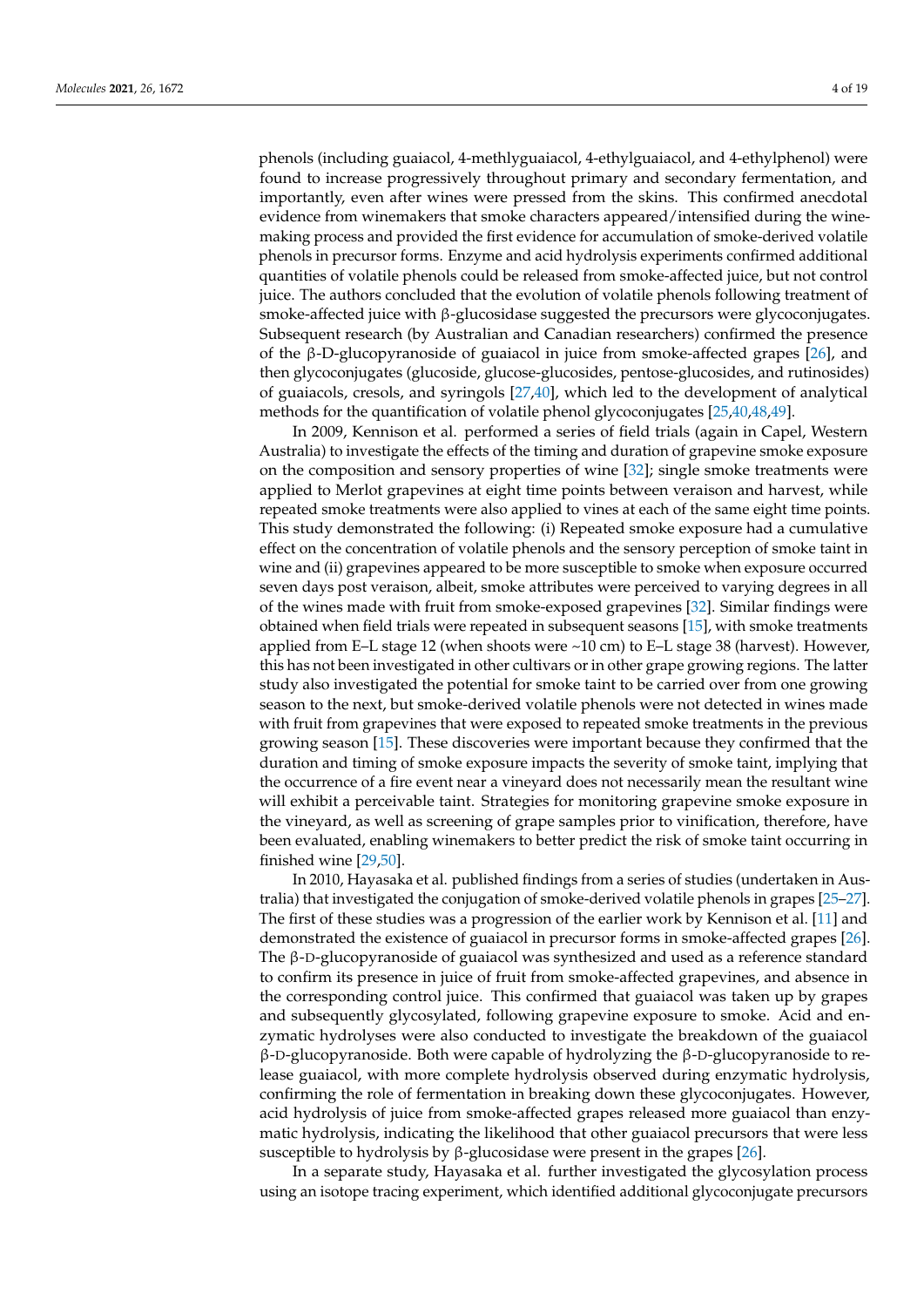phenols (including guaiacol, 4-methlyguaiacol, 4-ethylguaiacol, and 4-ethylphenol) were found to increase progressively throughout primary and secondary fermentation, and importantly, even after wines were pressed from the skins. This confirmed anecdotal evidence from winemakers that smoke characters appeared/intensified during the winemaking process and provided the first evidence for accumulation of smoke-derived volatile phenols in precursor forms. Enzyme and acid hydrolysis experiments confirmed additional quantities of volatile phenols could be released from smoke-affected juice, but not control juice. The authors concluded that the evolution of volatile phenols following treatment of smoke-affected juice with β-glucosidase suggested the precursors were glycoconjugates. Subsequent research (by Australian and Canadian researchers) confirmed the presence of the β-D-glucopyranoside of guaiacol in juice from smoke-affected grapes [26], and then glycoconjugates (glucoside, glucose-glucosides, pentose-glucosides, and rutinosides) of guaiacols, cresols, and syringols [27,40], which led to the development of analytical methods for the quantification of volatile phenol glycoconjugates [25,40,48,49].

In 2009, Kennison et al. performed a series of field trials (again in Capel, Western Australia) to investigate the effects of the timing and duration of grapevine smoke exposure on the composition and sensory properties of wine [32]; single smoke treatments were applied to Merlot grapevines at eight time points between veraison and harvest, while repeated smoke treatments were also applied to vines at each of the same eight time points. This study demonstrated the following: (i) Repeated smoke exposure had a cumulative effect on the concentration of volatile phenols and the sensory perception of smoke taint in wine and (ii) grapevines appeared to be more susceptible to smoke when exposure occurred seven days post veraison, albeit, smoke attributes were perceived to varying degrees in all of the wines made with fruit from smoke-exposed grapevines [32]. Similar findings were obtained when field trials were repeated in subsequent seasons [15], with smoke treatments applied from E–L stage 12 (when shoots were ~10 cm) to E–L stage 38 (harvest). However, this has not been investigated in other cultivars or in other grape growing regions. The latter study also investigated the potential for smoke taint to be carried over from one growing season to the next, but smoke-derived volatile phenols were not detected in wines made with fruit from grapevines that were exposed to repeated smoke treatments in the previous growing season [15]. These discoveries were important because they confirmed that the duration and timing of smoke exposure impacts the severity of smoke taint, implying that the occurrence of a fire event near a vineyard does not necessarily mean the resultant wine will exhibit a perceivable taint. Strategies for monitoring grapevine smoke exposure in the vineyard, as well as screening of grape samples prior to vinification, therefore, have been evaluated, enabling winemakers to better predict the risk of smoke taint occurring in finished wine [29,50].

In 2010, Hayasaka et al. published findings from a series of studies (undertaken in Australia) that investigated the conjugation of smoke-derived volatile phenols in grapes [25–27]. The first of these studies was a progression of the earlier work by Kennison et al. [11] and demonstrated the existence of guaiacol in precursor forms in smoke-affected grapes [26]. The β-D-glucopyranoside of guaiacol was synthesized and used as a reference standard to confirm its presence in juice of fruit from smoke-affected grapevines, and absence in the corresponding control juice. This confirmed that guaiacol was taken up by grapes and subsequently glycosylated, following grapevine exposure to smoke. Acid and enzymatic hydrolyses were also conducted to investigate the breakdown of the guaiacol β-D-glucopyranoside. Both were capable of hydrolyzing the β-D-glucopyranoside to release guaiacol, with more complete hydrolysis observed during enzymatic hydrolysis, confirming the role of fermentation in breaking down these glycoconjugates. However, acid hydrolysis of juice from smoke-affected grapes released more guaiacol than enzymatic hydrolysis, indicating the likelihood that other guaiacol precursors that were less susceptible to hydrolysis by β-glucosidase were present in the grapes [26].

In a separate study, Hayasaka et al. further investigated the glycosylation process using an isotope tracing experiment, which identified additional glycoconjugate precursors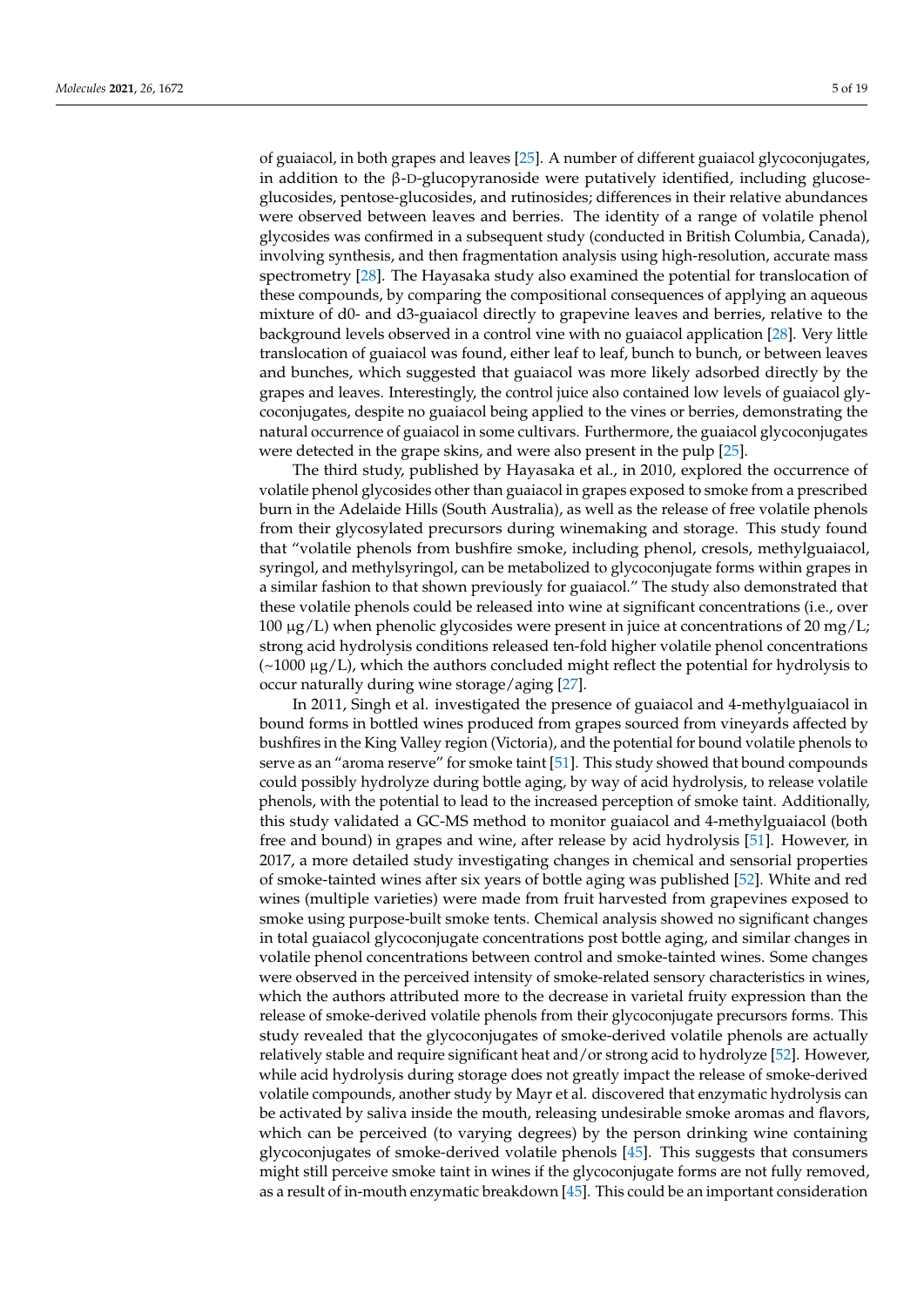of guaiacol, in both grapes and leaves [25]. A number of different guaiacol glycoconjugates, in addition to the β-D-glucopyranoside were putatively identified, including glucose-glucosides, pentose-glucosides, and rutinosides; differences in their relative abundances were observed between leaves and berries. The identity of a range of volatile phenol glycosides was confirmed in a subsequent study (conducted in British Columbia, Canada), involving synthesis, and then fragmentation analysis using high-resolution, accurate mass spectrometry [28]. The Hayasaka study also examined the potential for translocation of these compounds, by comparing the compositional consequences of applying an aqueous mixture of d0- and d3-guaiacol directly to grapevine leaves and berries, relative to the background levels observed in a control vine with no guaiacol application [28]. Very little translocation of guaiacol was found, either leaf to leaf, bunch to bunch, or between leaves and bunches, which suggested that guaiacol was more likely adsorbed directly by the grapes and leaves. Interestingly, the control juice also contained low levels of guaiacol glycoconjugates, despite no guaiacol being applied to the vines or berries, demonstrating the natural occurrence of guaiacol in some cultivars. Furthermore, the guaiacol glycoconjugates were detected in the grape skins, and were also present in the pulp [25].

The third study, published by Hayasaka et al., in 2010, explored the occurrence of volatile phenol glycosides other than guaiacol in grapes exposed to smoke from a prescribed burn in the Adelaide Hills (South Australia), as well as the release of free volatile phenols from their glycosylated precursors during winemaking and storage. This study found that "volatile phenols from bushfire smoke, including phenol, cresols, methylguaiacol, syringol, and methylsyringol, can be metabolized to glycoconjugate forms within grapes in a similar fashion to that shown previously for guaiacol." The study also demonstrated that these volatile phenols could be released into wine at significant concentrations (i.e., over 100 μg/L) when phenolic glycosides were present in juice at concentrations of 20 mg/L; strong acid hydrolysis conditions released ten-fold higher volatile phenol concentrations (~1000 μg/L), which the authors concluded might reflect the potential for hydrolysis to occur naturally during wine storage/aging [27].

In 2011, Singh et al. investigated the presence of guaiacol and 4-methylguaiacol in bound forms in bottled wines produced from grapes sourced from vineyards affected by bushfires in the King Valley region (Victoria), and the potential for bound volatile phenols to serve as an "aroma reserve" for smoke taint [51]. This study showed that bound compounds could possibly hydrolyze during bottle aging, by way of acid hydrolysis, to release volatile phenols, with the potential to lead to the increased perception of smoke taint. Additionally, this study validated a GC-MS method to monitor guaiacol and 4-methylguaiacol (both free and bound) in grapes and wine, after release by acid hydrolysis [51]. However, in 2017, a more detailed study investigating changes in chemical and sensorial properties of smoke-tainted wines after six years of bottle aging was published [52]. White and red wines (multiple varieties) were made from fruit harvested from grapevines exposed to smoke using purpose-built smoke tents. Chemical analysis showed no significant changes in total guaiacol glycoconjugate concentrations post bottle aging, and similar changes in volatile phenol concentrations between control and smoke-tainted wines. Some changes were observed in the perceived intensity of smoke-related sensory characteristics in wines, which the authors attributed more to the decrease in varietal fruity expression than the release of smoke-derived volatile phenols from their glycoconjugate precursors forms. This study revealed that the glycoconjugates of smoke-derived volatile phenols are actually relatively stable and require significant heat and/or strong acid to hydrolyze [52]. However, while acid hydrolysis during storage does not greatly impact the release of smoke-derived volatile compounds, another study by Mayr et al. discovered that enzymatic hydrolysis can be activated by saliva inside the mouth, releasing undesirable smoke aromas and flavors, which can be perceived (to varying degrees) by the person drinking wine containing glycoconjugates of smoke-derived volatile phenols [45]. This suggests that consumers might still perceive smoke taint in wines if the glycoconjugate forms are not fully removed, as a result of in-mouth enzymatic breakdown [45]. This could be an important consideration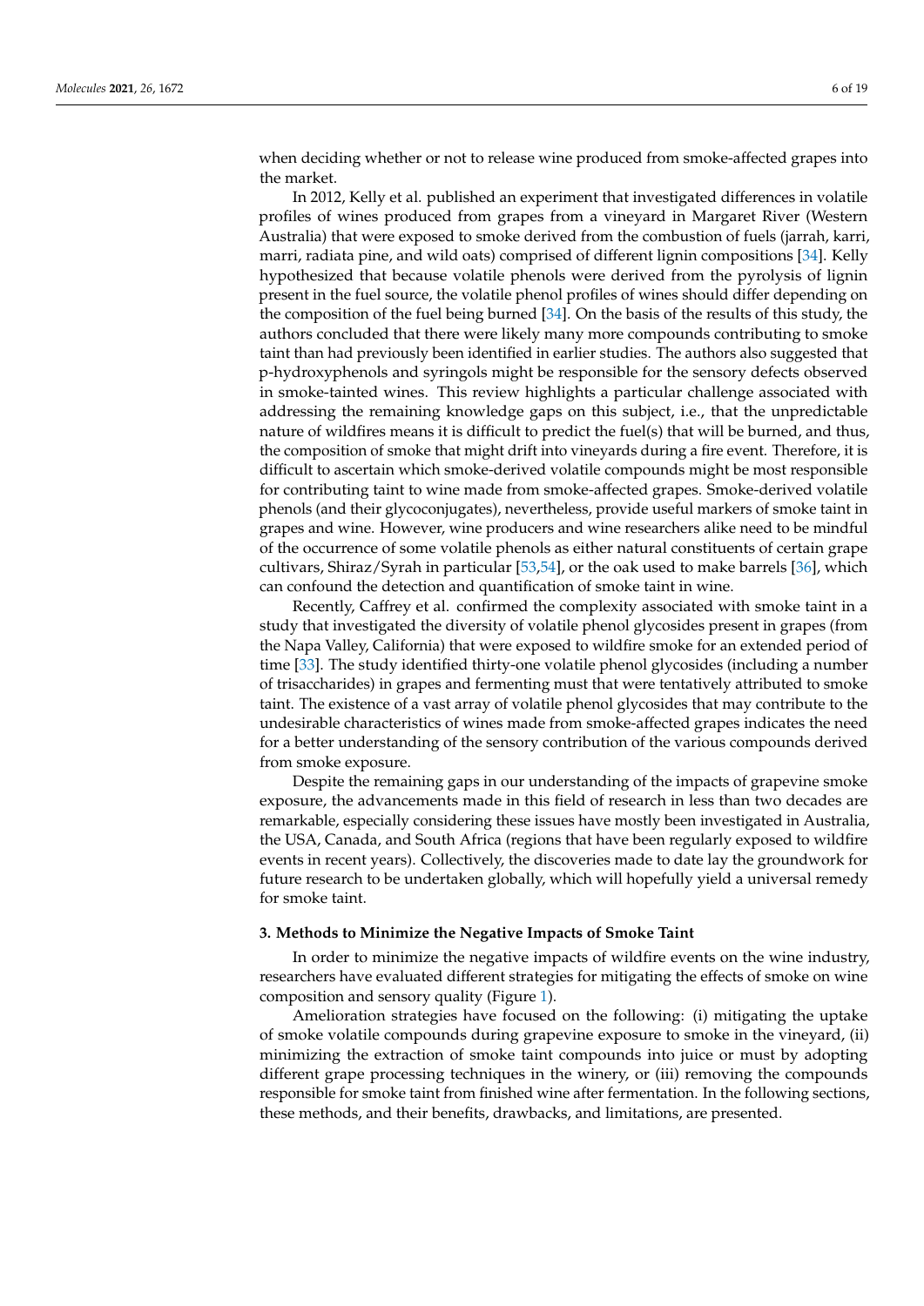when deciding whether or not to release wine produced from smoke-affected grapes into the market.

In 2012, Kelly et al. published an experiment that investigated differences in volatile profiles of wines produced from grapes from a vineyard in Margaret River (Western Australia) that were exposed to smoke derived from the combustion of fuels (jarrah, karri, marri, radiata pine, and wild oats) comprised of different lignin compositions [34]. Kelly hypothesized that because volatile phenols were derived from the pyrolysis of lignin present in the fuel source, the volatile phenol profiles of wines should differ depending on the composition of the fuel being burned [34]. On the basis of the results of this study, the authors concluded that there were likely many more compounds contributing to smoke taint than had previously been identified in earlier studies. The authors also suggested that p-hydroxyphenols and syringols might be responsible for the sensory defects observed in smoke-tainted wines. This review highlights a particular challenge associated with addressing the remaining knowledge gaps on this subject, i.e., that the unpredictable nature of wildfires means it is difficult to predict the fuel(s) that will be burned, and thus, the composition of smoke that might drift into vineyards during a fire event. Therefore, it is difficult to ascertain which smoke-derived volatile compounds might be most responsible for contributing taint to wine made from smoke-affected grapes. Smoke-derived volatile phenols (and their glycoconjugates), nevertheless, provide useful markers of smoke taint in grapes and wine. However, wine producers and wine researchers alike need to be mindful of the occurrence of some volatile phenols as either natural constituents of certain grape cultivars, Shiraz/Syrah in particular [53,54], or the oak used to make barrels [36], which can confound the detection and quantification of smoke taint in wine.

Recently, Caffrey et al. confirmed the complexity associated with smoke taint in a study that investigated the diversity of volatile phenol glycosides present in grapes (from the Napa Valley, California) that were exposed to wildfire smoke for an extended period of time [33]. The study identified thirty-one volatile phenol glycosides (including a number of trisaccharides) in grapes and fermenting must that were tentatively attributed to smoke taint. The existence of a vast array of volatile phenol glycosides that may contribute to the undesirable characteristics of wines made from smoke-affected grapes indicates the need for a better understanding of the sensory contribution of the various compounds derived from smoke exposure.

Despite the remaining gaps in our understanding of the impacts of grapevine smoke exposure, the advancements made in this field of research in less than two decades are remarkable, especially considering these issues have mostly been investigated in Australia, the USA, Canada, and South Africa (regions that have been regularly exposed to wildfire events in recent years). Collectively, the discoveries made to date lay the groundwork for future research to be undertaken globally, which will hopefully yield a universal remedy for smoke taint.

## 3. Methods to Minimize the Negative Impacts of Smoke Taint

In order to minimize the negative impacts of wildfire events on the wine industry, researchers have evaluated different strategies for mitigating the effects of smoke on wine composition and sensory quality (Figure 1).

Amelioration strategies have focused on the following: (i) mitigating the uptake of smoke volatile compounds during grapevine exposure to smoke in the vineyard, (ii) minimizing the extraction of smoke taint compounds into juice or must by adopting different grape processing techniques in the winery, or (iii) removing the compounds responsible for smoke taint from finished wine after fermentation. In the following sections, these methods, and their benefits, drawbacks, and limitations, are presented.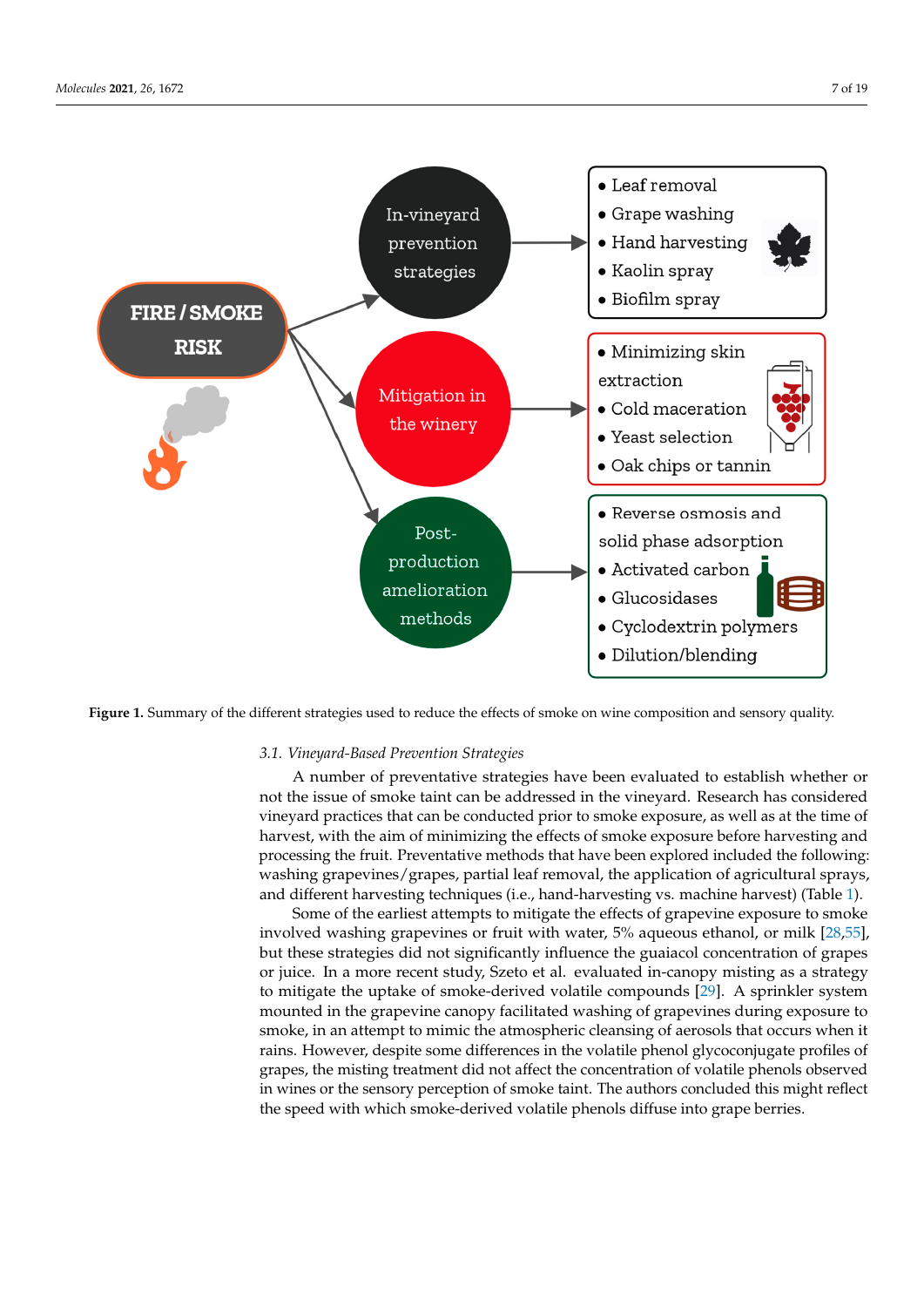**Figure 1.** Summary of the different strategies used to reduce the effects of smoke on wine composition and sensory quality.

### 3.1. Vineyard-Based Prevention Strategies

A number of preventative strategies have been evaluated to establish whether or not the issue of smoke taint can be addressed in the vineyard. Research has considered vineyard practices that can be conducted prior to smoke exposure, as well as at the time of harvest, with the aim of minimizing the effects of smoke exposure before harvesting and processing the fruit. Preventative methods that have been explored included the following: washing grapevines/grapes, partial leaf removal, the application of agricultural sprays, and different harvesting techniques (i.e., hand-harvesting vs. machine harvest) (Table 1).

Some of the earliest attempts to mitigate the effects of grapevine exposure to smoke involved washing grapevines or fruit with water, 5% aqueous ethanol, or milk [28,55], but these strategies did not significantly influence the guaiacol concentration of grapes or juice. In a more recent study, Szeto et al. evaluated in-canopy misting as a strategy to mitigate the uptake of smoke-derived volatile compounds [29]. A sprinkler system mounted in the grapevine canopy facilitated washing of grapevines during exposure to smoke, in an attempt to mimic the atmospheric cleansing of aerosols that occurs when it rains. However, despite some differences in the volatile phenol glycoconjugate profiles of grapes, the misting treatment did not affect the concentration of volatile phenols observed in wines or the sensory perception of smoke taint. The authors concluded this might reflect the speed with which smoke-derived volatile phenols diffuse into grape berries.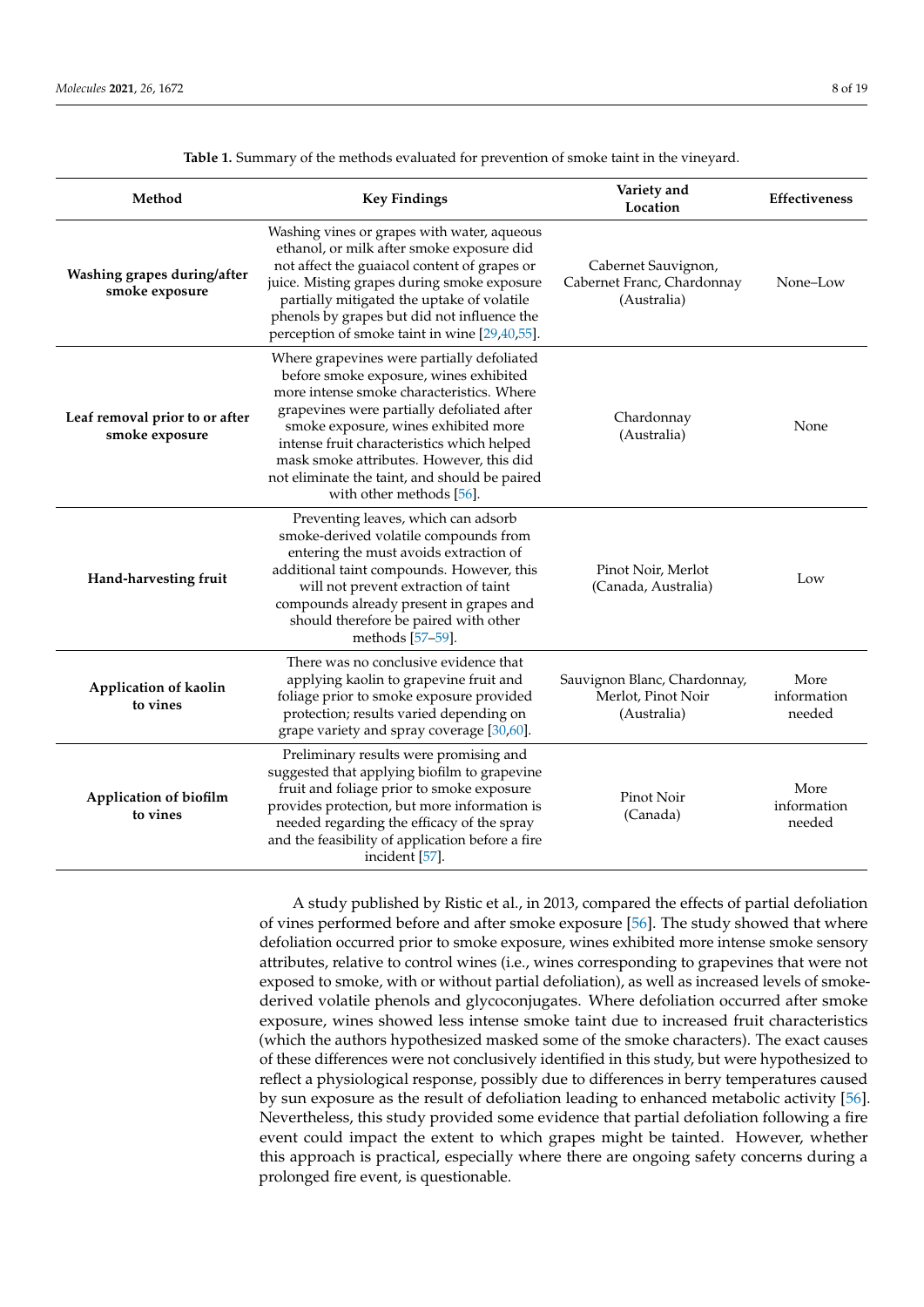**Table 1.** Summary of the methods evaluated for prevention of smoke taint in the vineyard.

| Method | Key Findings | Variety and Location | Effectiveness |
|---|---|---|---|
| **Washing grapes during/after smoke exposure** | Washing vines or grapes with water, aqueous ethanol, or milk after smoke exposure did not affect the guaiacol content of grapes or juice. Misting grapes during smoke exposure partially mitigated the uptake of volatile phenols by grapes but did not influence the perception of smoke taint in wine [29,40,55]. | Cabernet Sauvignon, Cabernet Franc, Chardonnay (Australia) | None–Low |
| **Leaf removal prior to or after smoke exposure** | Where grapevines were partially defoliated before smoke exposure, wines exhibited more intense smoke characteristics. Where grapevines were partially defoliated after smoke exposure, wines exhibited more intense fruit characteristics which helped mask smoke attributes. However, this did not eliminate the taint, and should be paired with other methods [56]. | Chardonnay (Australia) | None |
| **Hand-harvesting fruit** | Preventing leaves, which can adsorb smoke-derived volatile compounds from entering the must avoids extraction of additional taint compounds. However, this will not prevent extraction of taint compounds already present in grapes and should therefore be paired with other methods [57–59]. | Pinot Noir, Merlot (Canada, Australia) | Low |
| **Application of kaolin to vines** | There was no conclusive evidence that applying kaolin to grapevine fruit and foliage prior to smoke exposure provided protection; results varied depending on grape variety and spray coverage [30,60]. | Sauvignon Blanc, Chardonnay, Merlot, Pinot Noir (Australia) | More information needed |
| **Application of biofilm to vines** | Preliminary results were promising and suggested that applying biofilm to grapevine fruit and foliage prior to smoke exposure provides protection, but more information is needed regarding the efficacy of the spray and the feasibility of application before a fire incident [57]. | Pinot Noir (Canada) | More information needed |

A study published by Ristic et al., in 2013, compared the effects of partial defoliation of vines performed before and after smoke exposure [56]. The study showed that where defoliation occurred prior to smoke exposure, wines exhibited more intense smoke sensory attributes, relative to control wines (i.e., wines corresponding to grapevines that were not exposed to smoke, with or without partial defoliation), as well as increased levels of smoke-derived volatile phenols and glycoconjugates. Where defoliation occurred after smoke exposure, wines showed less intense smoke taint due to increased fruit characteristics (which the authors hypothesized masked some of the smoke characters). The exact causes of these differences were not conclusively identified in this study, but were hypothesized to reflect a physiological response, possibly due to differences in berry temperatures caused by sun exposure as the result of defoliation leading to enhanced metabolic activity [56]. Nevertheless, this study provided some evidence that partial defoliation following a fire event could impact the extent to which grapes might be tainted. However, whether this approach is practical, especially where there are ongoing safety concerns during a prolonged fire event, is questionable.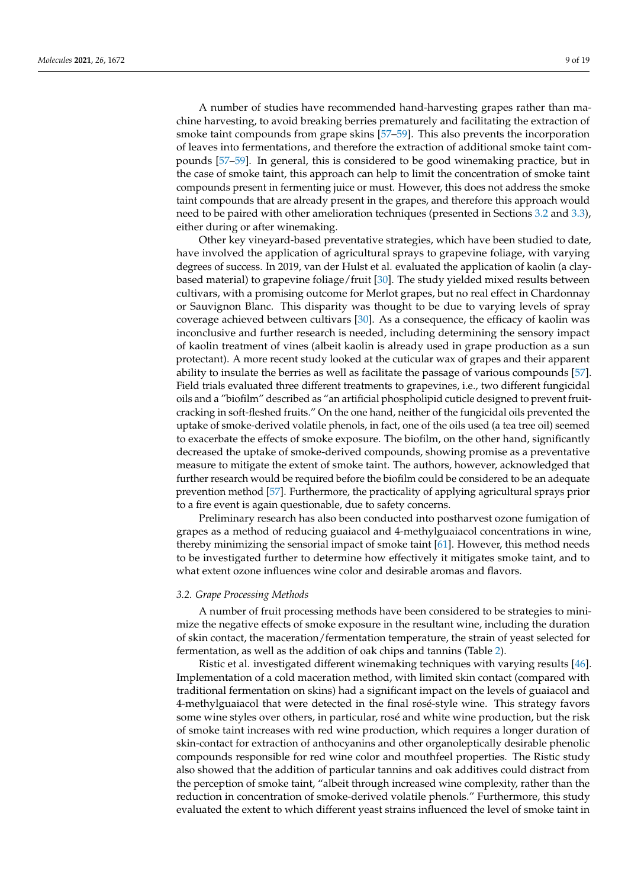A number of studies have recommended hand-harvesting grapes rather than machine harvesting, to avoid breaking berries prematurely and facilitating the extraction of smoke taint compounds from grape skins [57–59]. This also prevents the incorporation of leaves into fermentations, and therefore the extraction of additional smoke taint compounds [57–59]. In general, this is considered to be good winemaking practice, but in the case of smoke taint, this approach can help to limit the concentration of smoke taint compounds present in fermenting juice or must. However, this does not address the smoke taint compounds that are already present in the grapes, and therefore this approach would need to be paired with other amelioration techniques (presented in Sections 3.2 and 3.3), either during or after winemaking.

Other key vineyard-based preventative strategies, which have been studied to date, have involved the application of agricultural sprays to grapevine foliage, with varying degrees of success. In 2019, van der Hulst et al. evaluated the application of kaolin (a clay-based material) to grapevine foliage/fruit [30]. The study yielded mixed results between cultivars, with a promising outcome for Merlot grapes, but no real effect in Chardonnay or Sauvignon Blanc. This disparity was thought to be due to varying levels of spray coverage achieved between cultivars [30]. As a consequence, the efficacy of kaolin was inconclusive and further research is needed, including determining the sensory impact of kaolin treatment of vines (albeit kaolin is already used in grape production as a sun protectant). A more recent study looked at the cuticular wax of grapes and their apparent ability to insulate the berries as well as facilitate the passage of various compounds [57]. Field trials evaluated three different treatments to grapevines, i.e., two different fungicidal oils and a "biofilm" described as "an artificial phospholipid cuticle designed to prevent fruit-cracking in soft-fleshed fruits." On the one hand, neither of the fungicidal oils prevented the uptake of smoke-derived volatile phenols, in fact, one of the oils used (a tea tree oil) seemed to exacerbate the effects of smoke exposure. The biofilm, on the other hand, significantly decreased the uptake of smoke-derived compounds, showing promise as a preventative measure to mitigate the extent of smoke taint. The authors, however, acknowledged that further research would be required before the biofilm could be considered to be an adequate prevention method [57]. Furthermore, the practicality of applying agricultural sprays prior to a fire event is again questionable, due to safety concerns.

Preliminary research has also been conducted into postharvest ozone fumigation of grapes as a method of reducing guaiacol and 4-methylguaiacol concentrations in wine, thereby minimizing the sensorial impact of smoke taint [61]. However, this method needs to be investigated further to determine how effectively it mitigates smoke taint, and to what extent ozone influences wine color and desirable aromas and flavors.

### *3.2. Grape Processing Methods*

A number of fruit processing methods have been considered to be strategies to minimize the negative effects of smoke exposure in the resultant wine, including the duration of skin contact, the maceration/fermentation temperature, the strain of yeast selected for fermentation, as well as the addition of oak chips and tannins (Table 2).

Ristic et al. investigated different winemaking techniques with varying results [46]. Implementation of a cold maceration method, with limited skin contact (compared with traditional fermentation on skins) had a significant impact on the levels of guaiacol and 4-methylguaiacol that were detected in the final rosé-style wine. This strategy favors some wine styles over others, in particular, rosé and white wine production, but the risk of smoke taint increases with red wine production, which requires a longer duration of skin-contact for extraction of anthocyanins and other organoleptically desirable phenolic compounds responsible for red wine color and mouthfeel properties. The Ristic study also showed that the addition of particular tannins and oak additives could distract from the perception of smoke taint, "albeit through increased wine complexity, rather than the reduction in concentration of smoke-derived volatile phenols." Furthermore, this study evaluated the extent to which different yeast strains influenced the level of smoke taint in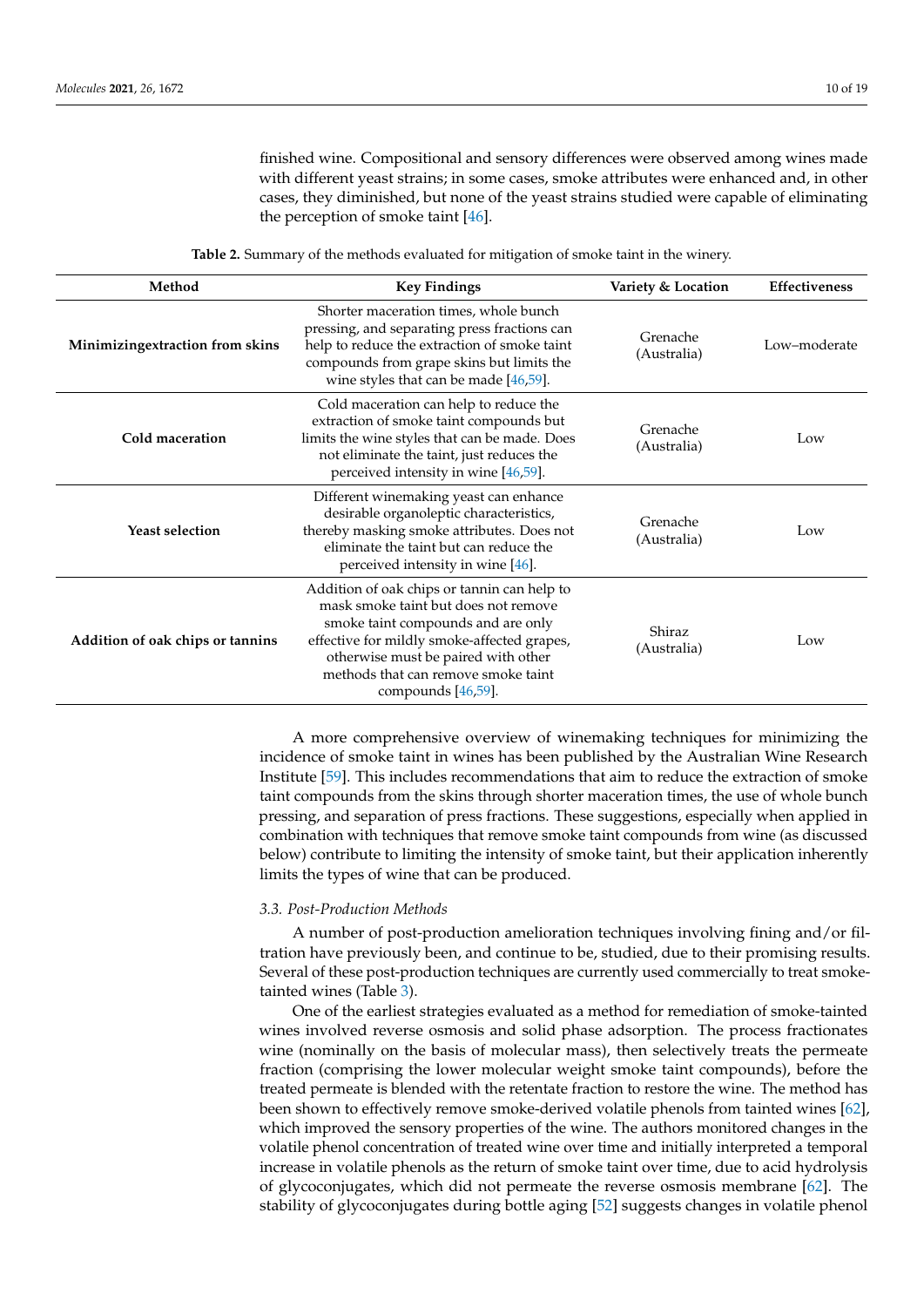finished wine. Compositional and sensory differences were observed among wines made with different yeast strains; in some cases, smoke attributes were enhanced and, in other cases, they diminished, but none of the yeast strains studied were capable of eliminating the perception of smoke taint [46].

**Table 2.** Summary of the methods evaluated for mitigation of smoke taint in the winery.

| Method | Key Findings | Variety & Location | Effectiveness |
| --- | --- | --- | --- |
| **Minimizingextraction from skins** | Shorter maceration times, whole bunch pressing, and separating press fractions can help to reduce the extraction of smoke taint compounds from grape skins but limits the wine styles that can be made [46,59]. | Grenache (Australia) | Low–moderate |
| **Cold maceration** | Cold maceration can help to reduce the extraction of smoke taint compounds but limits the wine styles that can be made. Does not eliminate the taint, just reduces the perceived intensity in wine [46,59]. | Grenache (Australia) | Low |
| **Yeast selection** | Different winemaking yeast can enhance desirable organoleptic characteristics, thereby masking smoke attributes. Does not eliminate the taint but can reduce the perceived intensity in wine [46]. | Grenache (Australia) | Low |
| **Addition of oak chips or tannins** | Addition of oak chips or tannin can help to mask smoke taint but does not remove smoke taint compounds and are only effective for mildly smoke-affected grapes, otherwise must be paired with other methods that can remove smoke taint compounds [46,59]. | Shiraz (Australia) | Low |

A more comprehensive overview of winemaking techniques for minimizing the incidence of smoke taint in wines has been published by the Australian Wine Research Institute [59]. This includes recommendations that aim to reduce the extraction of smoke taint compounds from the skins through shorter maceration times, the use of whole bunch pressing, and separation of press fractions. These suggestions, especially when applied in combination with techniques that remove smoke taint compounds from wine (as discussed below) contribute to limiting the intensity of smoke taint, but their application inherently limits the types of wine that can be produced.

### *3.3. Post-Production Methods*

A number of post-production amelioration techniques involving fining and/or filtration have previously been, and continue to be, studied, due to their promising results. Several of these post-production techniques are currently used commercially to treat smoke-tainted wines (Table 3).

One of the earliest strategies evaluated as a method for remediation of smoke-tainted wines involved reverse osmosis and solid phase adsorption. The process fractionates wine (nominally on the basis of molecular mass), then selectively treats the permeate fraction (comprising the lower molecular weight smoke taint compounds), before the treated permeate is blended with the retentate fraction to restore the wine. The method has been shown to effectively remove smoke-derived volatile phenols from tainted wines [62], which improved the sensory properties of the wine. The authors monitored changes in the volatile phenol concentration of treated wine over time and initially interpreted a temporal increase in volatile phenols as the return of smoke taint over time, due to acid hydrolysis of glycoconjugates, which did not permeate the reverse osmosis membrane [62]. The stability of glycoconjugates during bottle aging [52] suggests changes in volatile phenol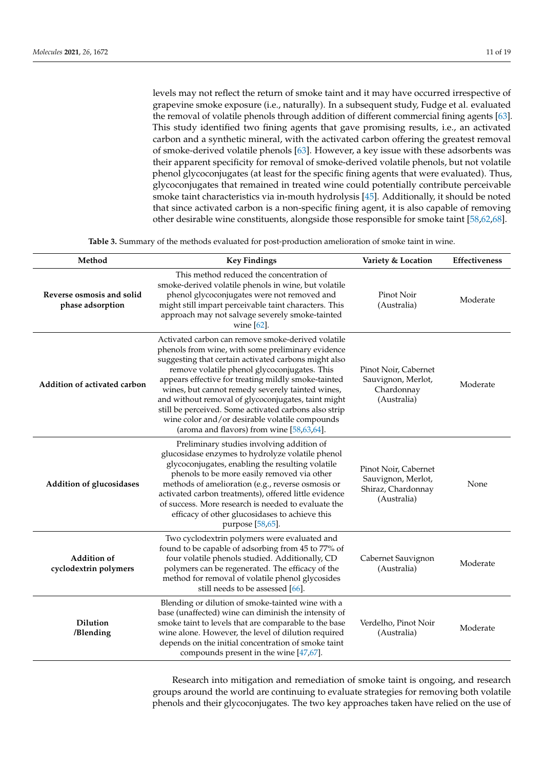levels may not reflect the return of smoke taint and it may have occurred irrespective of grapevine smoke exposure (i.e., naturally). In a subsequent study, Fudge et al. evaluated the removal of volatile phenols through addition of different commercial fining agents [63]. This study identified two fining agents that gave promising results, i.e., an activated carbon and a synthetic mineral, with the activated carbon offering the greatest removal of smoke-derived volatile phenols [63]. However, a key issue with these adsorbents was their apparent specificity for removal of smoke-derived volatile phenols, but not volatile phenol glycoconjugates (at least for the specific fining agents that were evaluated). Thus, glycoconjugates that remained in treated wine could potentially contribute perceivable smoke taint characteristics via in-mouth hydrolysis [45]. Additionally, it should be noted that since activated carbon is a non-specific fining agent, it is also capable of removing other desirable wine constituents, alongside those responsible for smoke taint [58,62,68].

**Table 3.** Summary of the methods evaluated for post-production amelioration of smoke taint in wine.

| Method | Key Findings | Variety & Location | Effectiveness |
|---|---|---|---|
| **Reverse osmosis and solid phase adsorption** | This method reduced the concentration of smoke-derived volatile phenols in wine, but volatile phenol glycoconjugates were not removed and might still impart perceivable taint characters. This approach may not salvage severely smoke-tainted wine [62]. | Pinot Noir (Australia) | Moderate |
| **Addition of activated carbon** | Activated carbon can remove smoke-derived volatile phenols from wine, with some preliminary evidence suggesting that certain activated carbons might also remove volatile phenol glycoconjugates. This appears effective for treating mildly smoke-tainted wines, but cannot remedy severely tainted wines, and without removal of glycoconjugates, taint might still be perceived. Some activated carbons also strip wine color and/or desirable volatile compounds (aroma and flavors) from wine [58,63,64]. | Pinot Noir, Cabernet Sauvignon, Merlot, Chardonnay (Australia) | Moderate |
| **Addition of glucosidases** | Preliminary studies involving addition of glucosidase enzymes to hydrolyze volatile phenol glycoconjugates, enabling the resulting volatile phenols to be more easily removed via other methods of amelioration (e.g., reverse osmosis or activated carbon treatments), offered little evidence of success. More research is needed to evaluate the efficacy of other glucosidases to achieve this purpose [58,65]. | Pinot Noir, Cabernet Sauvignon, Merlot, Shiraz, Chardonnay (Australia) | None |
| **Addition of cyclodextrin polymers** | Two cyclodextrin polymers were evaluated and found to be capable of adsorbing from 45 to 77% of four volatile phenols studied. Additionally, CD polymers can be regenerated. The efficacy of the method for removal of volatile phenol glycosides still needs to be assessed [66]. | Cabernet Sauvignon (Australia) | Moderate |
| **Dilution /Blending** | Blending or dilution of smoke-tainted wine with a base (unaffected) wine can diminish the intensity of smoke taint to levels that are comparable to the base wine alone. However, the level of dilution required depends on the initial concentration of smoke taint compounds present in the wine [47,67]. | Verdelho, Pinot Noir (Australia) | Moderate |

Research into mitigation and remediation of smoke taint is ongoing, and research groups around the world are continuing to evaluate strategies for removing both volatile phenols and their glycoconjugates. The two key approaches taken have relied on the use of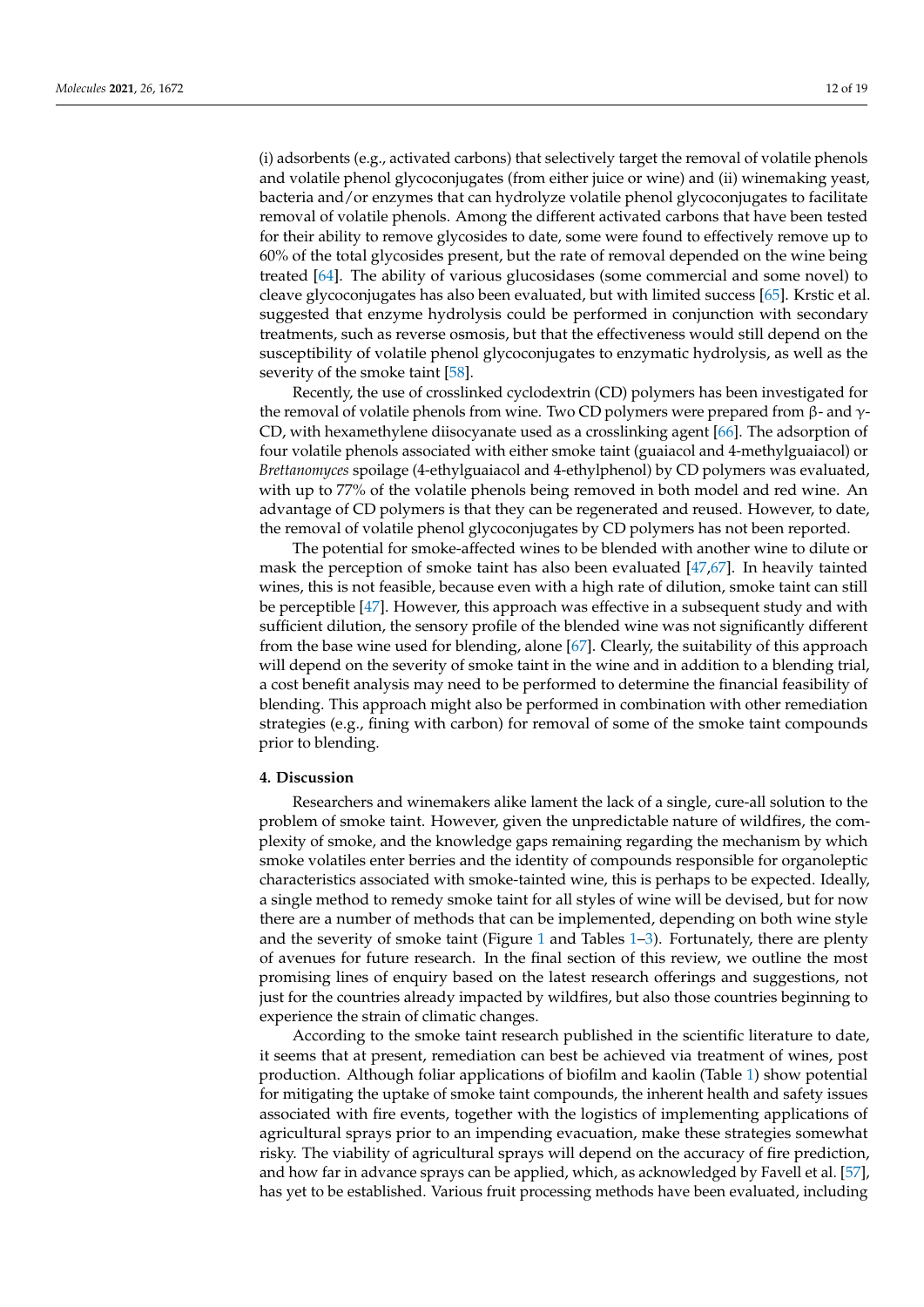(i) adsorbents (e.g., activated carbons) that selectively target the removal of volatile phenols and volatile phenol glycoconjugates (from either juice or wine) and (ii) winemaking yeast, bacteria and/or enzymes that can hydrolyze volatile phenol glycoconjugates to facilitate removal of volatile phenols. Among the different activated carbons that have been tested for their ability to remove glycosides to date, some were found to effectively remove up to 60% of the total glycosides present, but the rate of removal depended on the wine being treated [64]. The ability of various glucosidases (some commercial and some novel) to cleave glycoconjugates has also been evaluated, but with limited success [65]. Krstic et al. suggested that enzyme hydrolysis could be performed in conjunction with secondary treatments, such as reverse osmosis, but that the effectiveness would still depend on the susceptibility of volatile phenol glycoconjugates to enzymatic hydrolysis, as well as the severity of the smoke taint [58].

Recently, the use of crosslinked cyclodextrin (CD) polymers has been investigated for the removal of volatile phenols from wine. Two CD polymers were prepared from β- and γ-CD, with hexamethylene diisocyanate used as a crosslinking agent [66]. The adsorption of four volatile phenols associated with either smoke taint (guaiacol and 4-methylguaiacol) or *Brettanomyces* spoilage (4-ethylguaiacol and 4-ethylphenol) by CD polymers was evaluated, with up to 77% of the volatile phenols being removed in both model and red wine. An advantage of CD polymers is that they can be regenerated and reused. However, to date, the removal of volatile phenol glycoconjugates by CD polymers has not been reported.

The potential for smoke-affected wines to be blended with another wine to dilute or mask the perception of smoke taint has also been evaluated [47,67]. In heavily tainted wines, this is not feasible, because even with a high rate of dilution, smoke taint can still be perceptible [47]. However, this approach was effective in a subsequent study and with sufficient dilution, the sensory profile of the blended wine was not significantly different from the base wine used for blending, alone [67]. Clearly, the suitability of this approach will depend on the severity of smoke taint in the wine and in addition to a blending trial, a cost benefit analysis may need to be performed to determine the financial feasibility of blending. This approach might also be performed in combination with other remediation strategies (e.g., fining with carbon) for removal of some of the smoke taint compounds prior to blending.

## 4. Discussion

Researchers and winemakers alike lament the lack of a single, cure-all solution to the problem of smoke taint. However, given the unpredictable nature of wildfires, the complexity of smoke, and the knowledge gaps remaining regarding the mechanism by which smoke volatiles enter berries and the identity of compounds responsible for organoleptic characteristics associated with smoke-tainted wine, this is perhaps to be expected. Ideally, a single method to remedy smoke taint for all styles of wine will be devised, but for now there are a number of methods that can be implemented, depending on both wine style and the severity of smoke taint (Figure 1 and Tables 1–3). Fortunately, there are plenty of avenues for future research. In the final section of this review, we outline the most promising lines of enquiry based on the latest research offerings and suggestions, not just for the countries already impacted by wildfires, but also those countries beginning to experience the strain of climatic changes.

According to the smoke taint research published in the scientific literature to date, it seems that at present, remediation can best be achieved via treatment of wines, post production. Although foliar applications of biofilm and kaolin (Table 1) show potential for mitigating the uptake of smoke taint compounds, the inherent health and safety issues associated with fire events, together with the logistics of implementing applications of agricultural sprays prior to an impending evacuation, make these strategies somewhat risky. The viability of agricultural sprays will depend on the accuracy of fire prediction, and how far in advance sprays can be applied, which, as acknowledged by Favell et al. [57], has yet to be established. Various fruit processing methods have been evaluated, including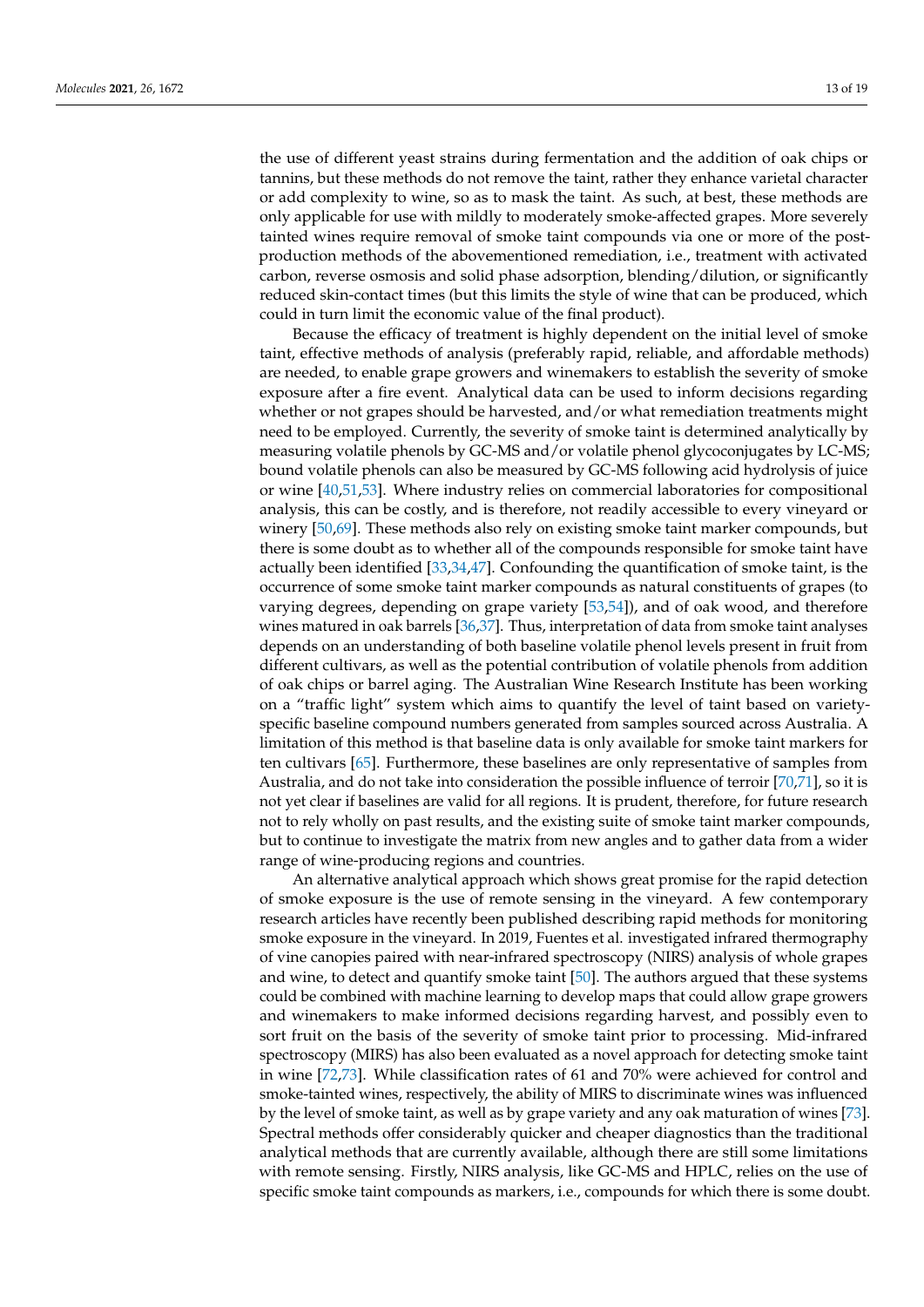the use of different yeast strains during fermentation and the addition of oak chips or tannins, but these methods do not remove the taint, rather they enhance varietal character or add complexity to wine, so as to mask the taint. As such, at best, these methods are only applicable for use with mildly to moderately smoke-affected grapes. More severely tainted wines require removal of smoke taint compounds via one or more of the post-production methods of the abovementioned remediation, i.e., treatment with activated carbon, reverse osmosis and solid phase adsorption, blending/dilution, or significantly reduced skin-contact times (but this limits the style of wine that can be produced, which could in turn limit the economic value of the final product).

Because the efficacy of treatment is highly dependent on the initial level of smoke taint, effective methods of analysis (preferably rapid, reliable, and affordable methods) are needed, to enable grape growers and winemakers to establish the severity of smoke exposure after a fire event. Analytical data can be used to inform decisions regarding whether or not grapes should be harvested, and/or what remediation treatments might need to be employed. Currently, the severity of smoke taint is determined analytically by measuring volatile phenols by GC-MS and/or volatile phenol glycoconjugates by LC-MS; bound volatile phenols can also be measured by GC-MS following acid hydrolysis of juice or wine [40,51,53]. Where industry relies on commercial laboratories for compositional analysis, this can be costly, and is therefore, not readily accessible to every vineyard or winery [50,69]. These methods also rely on existing smoke taint marker compounds, but there is some doubt as to whether all of the compounds responsible for smoke taint have actually been identified [33,34,47]. Confounding the quantification of smoke taint, is the occurrence of some smoke taint marker compounds as natural constituents of grapes (to varying degrees, depending on grape variety [53,54]), and of oak wood, and therefore wines matured in oak barrels [36,37]. Thus, interpretation of data from smoke taint analyses depends on an understanding of both baseline volatile phenol levels present in fruit from different cultivars, as well as the potential contribution of volatile phenols from addition of oak chips or barrel aging. The Australian Wine Research Institute has been working on a "traffic light" system which aims to quantify the level of taint based on variety-specific baseline compound numbers generated from samples sourced across Australia. A limitation of this method is that baseline data is only available for smoke taint markers for ten cultivars [65]. Furthermore, these baselines are only representative of samples from Australia, and do not take into consideration the possible influence of terroir [70,71], so it is not yet clear if baselines are valid for all regions. It is prudent, therefore, for future research not to rely wholly on past results, and the existing suite of smoke taint marker compounds, but to continue to investigate the matrix from new angles and to gather data from a wider range of wine-producing regions and countries.

An alternative analytical approach which shows great promise for the rapid detection of smoke exposure is the use of remote sensing in the vineyard. A few contemporary research articles have recently been published describing rapid methods for monitoring smoke exposure in the vineyard. In 2019, Fuentes et al. investigated infrared thermography of vine canopies paired with near-infrared spectroscopy (NIRS) analysis of whole grapes and wine, to detect and quantify smoke taint [50]. The authors argued that these systems could be combined with machine learning to develop maps that could allow grape growers and winemakers to make informed decisions regarding harvest, and possibly even to sort fruit on the basis of the severity of smoke taint prior to processing. Mid-infrared spectroscopy (MIRS) has also been evaluated as a novel approach for detecting smoke taint in wine [72,73]. While classification rates of 61 and 70% were achieved for control and smoke-tainted wines, respectively, the ability of MIRS to discriminate wines was influenced by the level of smoke taint, as well as by grape variety and any oak maturation of wines [73]. Spectral methods offer considerably quicker and cheaper diagnostics than the traditional analytical methods that are currently available, although there are still some limitations with remote sensing. Firstly, NIRS analysis, like GC-MS and HPLC, relies on the use of specific smoke taint compounds as markers, i.e., compounds for which there is some doubt.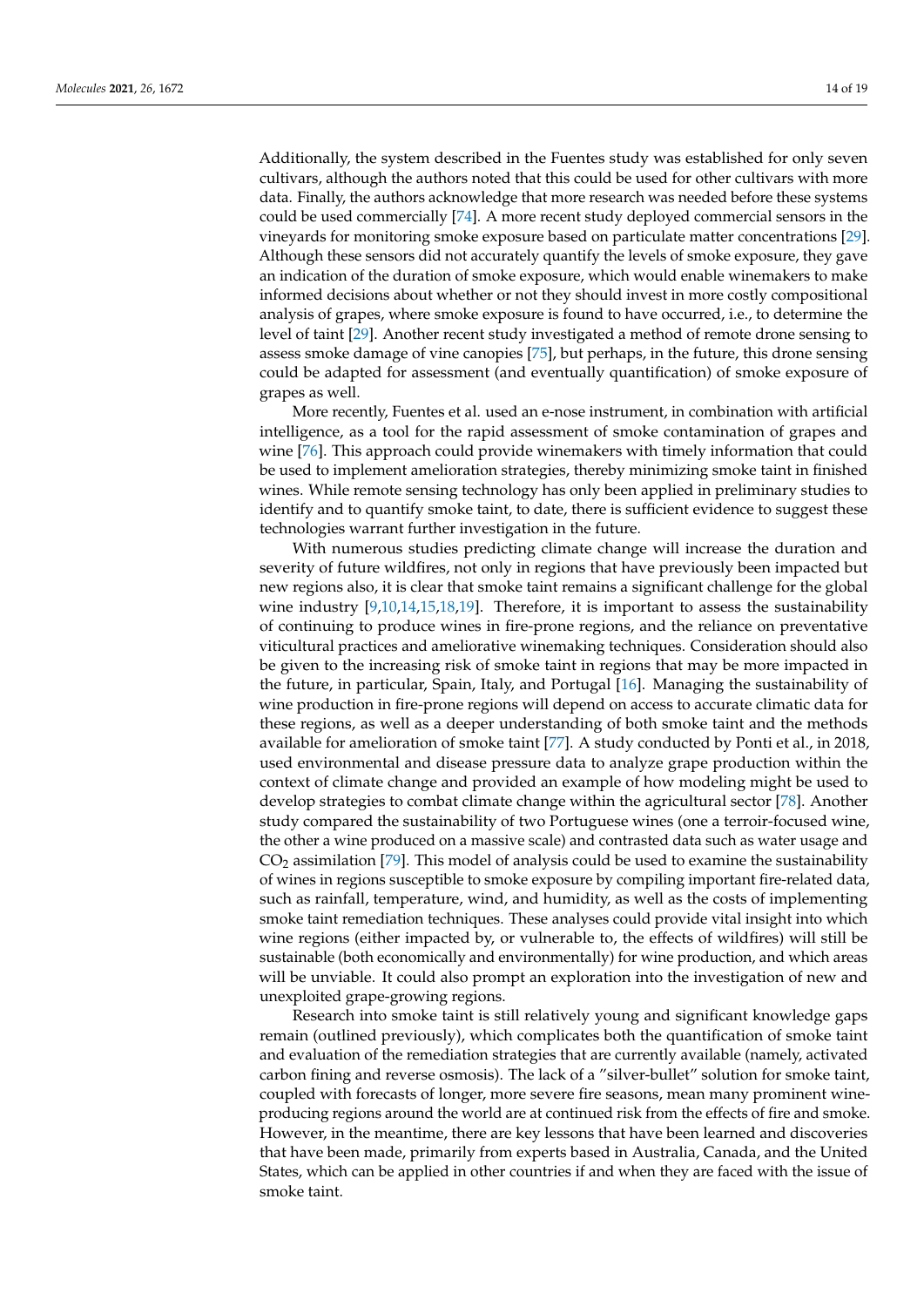Additionally, the system described in the Fuentes study was established for only seven cultivars, although the authors noted that this could be used for other cultivars with more data. Finally, the authors acknowledge that more research was needed before these systems could be used commercially [74]. A more recent study deployed commercial sensors in the vineyards for monitoring smoke exposure based on particulate matter concentrations [29]. Although these sensors did not accurately quantify the levels of smoke exposure, they gave an indication of the duration of smoke exposure, which would enable winemakers to make informed decisions about whether or not they should invest in more costly compositional analysis of grapes, where smoke exposure is found to have occurred, i.e., to determine the level of taint [29]. Another recent study investigated a method of remote drone sensing to assess smoke damage of vine canopies [75], but perhaps, in the future, this drone sensing could be adapted for assessment (and eventually quantification) of smoke exposure of grapes as well.

More recently, Fuentes et al. used an e-nose instrument, in combination with artificial intelligence, as a tool for the rapid assessment of smoke contamination of grapes and wine [76]. This approach could provide winemakers with timely information that could be used to implement amelioration strategies, thereby minimizing smoke taint in finished wines. While remote sensing technology has only been applied in preliminary studies to identify and to quantify smoke taint, to date, there is sufficient evidence to suggest these technologies warrant further investigation in the future.

With numerous studies predicting climate change will increase the duration and severity of future wildfires, not only in regions that have previously been impacted but new regions also, it is clear that smoke taint remains a significant challenge for the global wine industry [9,10,14,15,18,19]. Therefore, it is important to assess the sustainability of continuing to produce wines in fire-prone regions, and the reliance on preventative viticultural practices and ameliorative winemaking techniques. Consideration should also be given to the increasing risk of smoke taint in regions that may be more impacted in the future, in particular, Spain, Italy, and Portugal [16]. Managing the sustainability of wine production in fire-prone regions will depend on access to accurate climatic data for these regions, as well as a deeper understanding of both smoke taint and the methods available for amelioration of smoke taint [77]. A study conducted by Ponti et al., in 2018, used environmental and disease pressure data to analyze grape production within the context of climate change and provided an example of how modeling might be used to develop strategies to combat climate change within the agricultural sector [78]. Another study compared the sustainability of two Portuguese wines (one a terroir-focused wine, the other a wine produced on a massive scale) and contrasted data such as water usage and $CO_2$ assimilation [79]. This model of analysis could be used to examine the sustainability of wines in regions susceptible to smoke exposure by compiling important fire-related data, such as rainfall, temperature, wind, and humidity, as well as the costs of implementing smoke taint remediation techniques. These analyses could provide vital insight into which wine regions (either impacted by, or vulnerable to, the effects of wildfires) will still be sustainable (both economically and environmentally) for wine production, and which areas will be unviable. It could also prompt an exploration into the investigation of new and unexploited grape-growing regions.

Research into smoke taint is still relatively young and significant knowledge gaps remain (outlined previously), which complicates both the quantification of smoke taint and evaluation of the remediation strategies that are currently available (namely, activated carbon fining and reverse osmosis). The lack of a "silver-bullet" solution for smoke taint, coupled with forecasts of longer, more severe fire seasons, mean many prominent wine-producing regions around the world are at continued risk from the effects of fire and smoke. However, in the meantime, there are key lessons that have been learned and discoveries that have been made, primarily from experts based in Australia, Canada, and the United States, which can be applied in other countries if and when they are faced with the issue of smoke taint.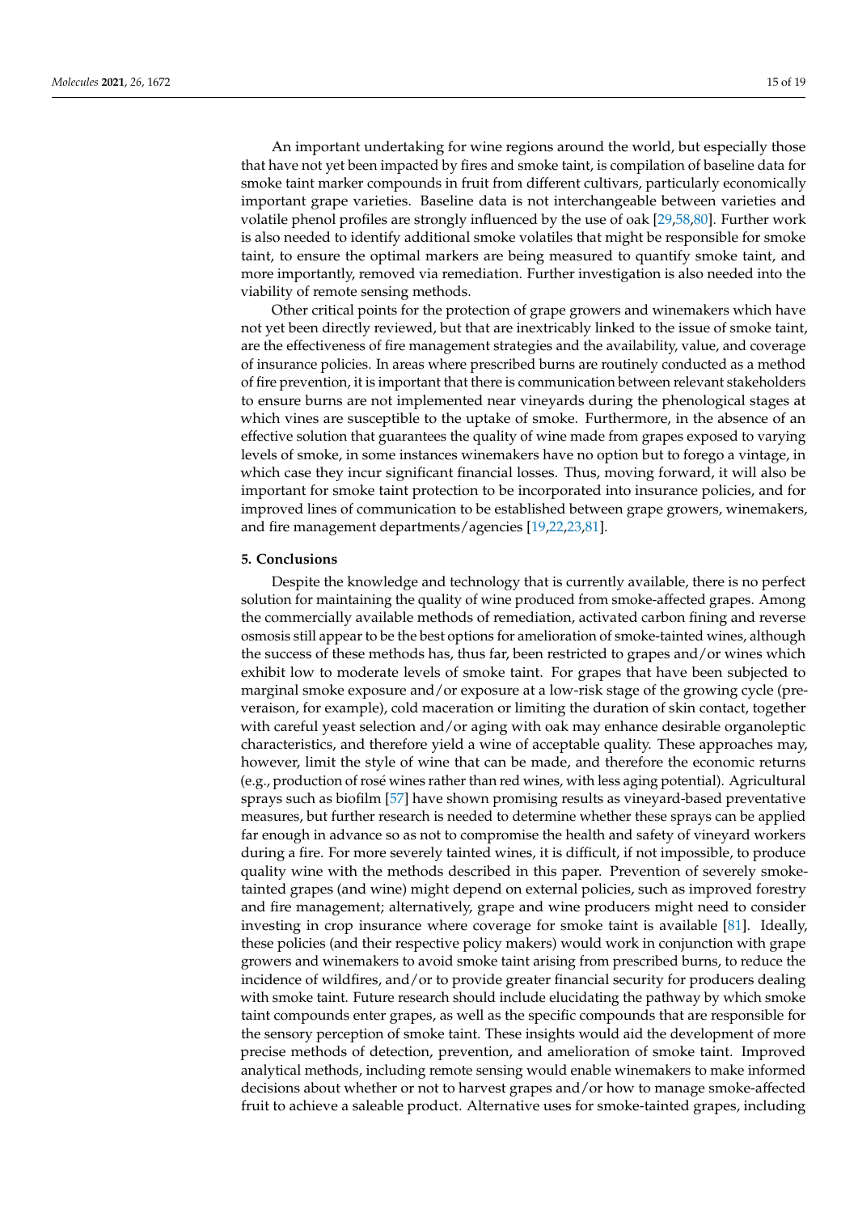An important undertaking for wine regions around the world, but especially those that have not yet been impacted by fires and smoke taint, is compilation of baseline data for smoke taint marker compounds in fruit from different cultivars, particularly economically important grape varieties. Baseline data is not interchangeable between varieties and volatile phenol profiles are strongly influenced by the use of oak [29,58,80]. Further work is also needed to identify additional smoke volatiles that might be responsible for smoke taint, to ensure the optimal markers are being measured to quantify smoke taint, and more importantly, removed via remediation. Further investigation is also needed into the viability of remote sensing methods.

Other critical points for the protection of grape growers and winemakers which have not yet been directly reviewed, but that are inextricably linked to the issue of smoke taint, are the effectiveness of fire management strategies and the availability, value, and coverage of insurance policies. In areas where prescribed burns are routinely conducted as a method of fire prevention, it is important that there is communication between relevant stakeholders to ensure burns are not implemented near vineyards during the phenological stages at which vines are susceptible to the uptake of smoke. Furthermore, in the absence of an effective solution that guarantees the quality of wine made from grapes exposed to varying levels of smoke, in some instances winemakers have no option but to forego a vintage, in which case they incur significant financial losses. Thus, moving forward, it will also be important for smoke taint protection to be incorporated into insurance policies, and for improved lines of communication to be established between grape growers, winemakers, and fire management departments/agencies [19,22,23,81].

## 5. Conclusions

Despite the knowledge and technology that is currently available, there is no perfect solution for maintaining the quality of wine produced from smoke-affected grapes. Among the commercially available methods of remediation, activated carbon fining and reverse osmosis still appear to be the best options for amelioration of smoke-tainted wines, although the success of these methods has, thus far, been restricted to grapes and/or wines which exhibit low to moderate levels of smoke taint. For grapes that have been subjected to marginal smoke exposure and/or exposure at a low-risk stage of the growing cycle (pre-veraison, for example), cold maceration or limiting the duration of skin contact, together with careful yeast selection and/or aging with oak may enhance desirable organoleptic characteristics, and therefore yield a wine of acceptable quality. These approaches may, however, limit the style of wine that can be made, and therefore the economic returns (e.g., production of rosé wines rather than red wines, with less aging potential). Agricultural sprays such as biofilm [57] have shown promising results as vineyard-based preventative measures, but further research is needed to determine whether these sprays can be applied far enough in advance so as not to compromise the health and safety of vineyard workers during a fire. For more severely tainted wines, it is difficult, if not impossible, to produce quality wine with the methods described in this paper. Prevention of severely smoke-tainted grapes (and wine) might depend on external policies, such as improved forestry and fire management; alternatively, grape and wine producers might need to consider investing in crop insurance where coverage for smoke taint is available [81]. Ideally, these policies (and their respective policy makers) would work in conjunction with grape growers and winemakers to avoid smoke taint arising from prescribed burns, to reduce the incidence of wildfires, and/or to provide greater financial security for producers dealing with smoke taint. Future research should include elucidating the pathway by which smoke taint compounds enter grapes, as well as the specific compounds that are responsible for the sensory perception of smoke taint. These insights would aid the development of more precise methods of detection, prevention, and amelioration of smoke taint. Improved analytical methods, including remote sensing would enable winemakers to make informed decisions about whether or not to harvest grapes and/or how to manage smoke-affected fruit to achieve a saleable product. Alternative uses for smoke-tainted grapes, including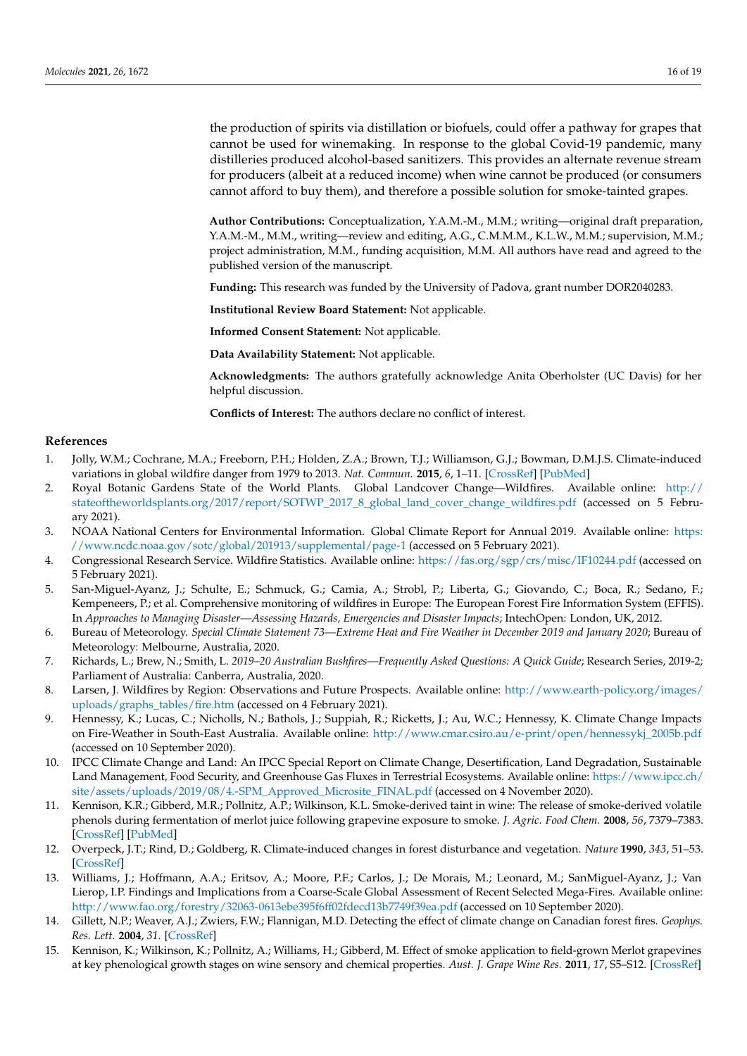the production of spirits via distillation or biofuels, could offer a pathway for grapes that cannot be used for winemaking. In response to the global Covid-19 pandemic, many distilleries produced alcohol-based sanitizers. This provides an alternate revenue stream for producers (albeit at a reduced income) when wine cannot be produced (or consumers cannot afford to buy them), and therefore a possible solution for smoke-tainted grapes.

**Author Contributions:** Conceptualization, Y.A.M.-M., M.M.; writing—original draft preparation, Y.A.M.-M., M.M., writing—review and editing, A.G., C.M.M.M., K.L.W., M.M.; supervision, M.M.; project administration, M.M., funding acquisition, M.M. All authors have read and agreed to the published version of the manuscript.

**Funding:** This research was funded by the University of Padova, grant number DOR2040283.

**Institutional Review Board Statement:** Not applicable.

**Informed Consent Statement:** Not applicable.

**Data Availability Statement:** Not applicable.

**Acknowledgments:** The authors gratefully acknowledge Anita Oberholster (UC Davis) for her helpful discussion.

**Conflicts of Interest:** The authors declare no conflict of interest.

## References

1. Jolly, W.M.; Cochrane, M.A.; Freeborn, P.H.; Holden, Z.A.; Brown, T.J.; Williamson, G.J.; Bowman, D.M.J.S. Climate-induced variations in global wildfire danger from 1979 to 2013. *Nat. Commun.* **2015**, *6*, 1–11. [CrossRef] [PubMed]
2. Royal Botanic Gardens State of the World Plants. Global Landcover Change—Wildfires. Available online: http://stateoftheworldsplants.org/2017/report/SOTWP_2017_8_global_land_cover_change_wildfires.pdf (accessed on 5 February 2021).
3. NOAA National Centers for Environmental Information. Global Climate Report for Annual 2019. Available online: https://www.ncdc.noaa.gov/sotc/global/201913/supplemental/page-1 (accessed on 5 February 2021).
4. Congressional Research Service. Wildfire Statistics. Available online: https://fas.org/sgp/crs/misc/IF10244.pdf (accessed on 5 February 2021).
5. San-Miguel-Ayanz, J.; Schulte, E.; Schmuck, G.; Camia, A.; Strobl, P.; Liberta, G.; Giovando, C.; Boca, R.; Sedano, F.; Kempeneers, P.; et al. Comprehensive monitoring of wildfires in Europe: The European Forest Fire Information System (EFFIS). In *Approaches to Managing Disaster—Assessing Hazards, Emergencies and Disaster Impacts*; IntechOpen: London, UK, 2012.
6. Bureau of Meteorology. *Special Climate Statement 73—Extreme Heat and Fire Weather in December 2019 and January 2020*; Bureau of Meteorology: Melbourne, Australia, 2020.
7. Richards, L.; Brew, N.; Smith, L. *2019–20 Australian Bushfires—Frequently Asked Questions: A Quick Guide*; Research Series, 2019-2; Parliament of Australia: Canberra, Australia, 2020.
8. Larsen, J. Wildfires by Region: Observations and Future Prospects. Available online: http://www.earth-policy.org/images/uploads/graphs_tables/fire.htm (accessed on 4 February 2021).
9. Hennessy, K.; Lucas, C.; Nicholls, N.; Bathols, J.; Suppiah, R.; Ricketts, J.; Au, W.C.; Hennessy, K. Climate Change Impacts on Fire-Weather in South-East Australia. Available online: http://www.cmar.csiro.au/e-print/open/hennessykj_2005b.pdf (accessed on 10 September 2020).
10. IPCC Climate Change and Land: An IPCC Special Report on Climate Change, Desertification, Land Degradation, Sustainable Land Management, Food Security, and Greenhouse Gas Fluxes in Terrestrial Ecosystems. Available online: https://www.ipcc.ch/site/assets/uploads/2019/08/4.-SPM_Approved_Microsite_FINAL.pdf (accessed on 4 November 2020).
11. Kennison, K.R.; Gibberd, M.R.; Pollnitz, A.P.; Wilkinson, K.L. Smoke-derived taint in wine: The release of smoke-derived volatile phenols during fermentation of merlot juice following grapevine exposure to smoke. *J. Agric. Food Chem.* **2008**, *56*, 7379–7383. [CrossRef] [PubMed]
12. Overpeck, J.T.; Rind, D.; Goldberg, R. Climate-induced changes in forest disturbance and vegetation. *Nature* **1990**, *343*, 51–53. [CrossRef]
13. Williams, J.; Hoffmann, A.A.; Eritsov, A.; Moore, P.F.; Carlos, J.; De Morais, M.; Leonard, M.; SanMiguel-Ayanz, J.; Van Lierop, I.P. Findings and Implications from a Coarse-Scale Global Assessment of Recent Selected Mega-Fires. Available online: http://www.fao.org/forestry/32063-0613ebe395f6ff02fdecd13b7749f39ea.pdf (accessed on 10 September 2020).
14. Gillett, N.P.; Weaver, A.J.; Zwiers, F.W.; Flannigan, M.D. Detecting the effect of climate change on Canadian forest fires. *Geophys. Res. Lett.* **2004**, *31*. [CrossRef]
15. Kennison, K.; Wilkinson, K.; Pollnitz, A.; Williams, H.; Gibberd, M. Effect of smoke application to field-grown Merlot grapevines at key phenological growth stages on wine sensory and chemical properties. *Aust. J. Grape Wine Res.* **2011**, *17*, S5–S12. [CrossRef]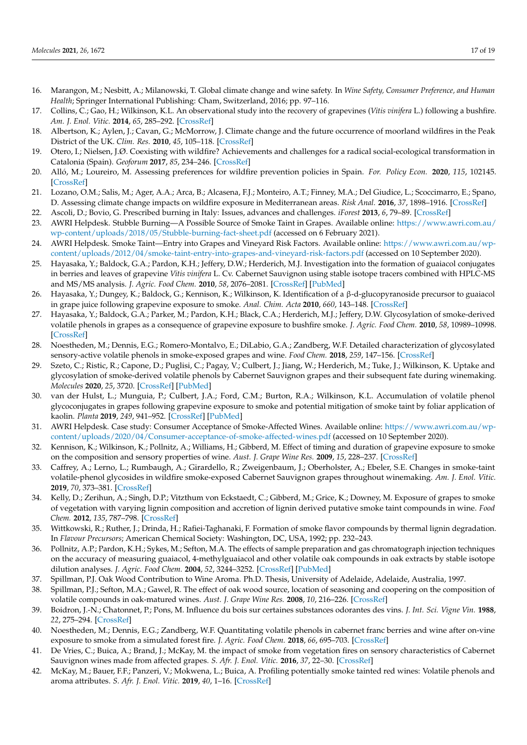16. Marangon, M.; Nesbitt, A.; Milanowski, T. Global climate change and wine safety. In *Wine Safety, Consumer Preference, and Human Health*; Springer International Publishing: Cham, Switzerland, 2016; pp. 97–116.
17. Collins, C.; Gao, H.; Wilkinson, K.L. An observational study into the recovery of grapevines (*Vitis vinifera* L.) following a bushfire. *Am. J. Enol. Vitic.* **2014**, *65*, 285–292. [CrossRef]
18. Albertson, K.; Aylen, J.; Cavan, G.; McMorrow, J. Climate change and the future occurrence of moorland wildfires in the Peak District of the UK. *Clim. Res.* **2010**, *45*, 105–118. [CrossRef]
19. Otero, I.; Nielsen, J.Ø. Coexisting with wildfire? Achievements and challenges for a radical social-ecological transformation in Catalonia (Spain). *Geoforum* **2017**, *85*, 234–246. [CrossRef]
20. Alló, M.; Loureiro, M. Assessing preferences for wildfire prevention policies in Spain. *For. Policy Econ.* **2020**, *115*, 102145. [CrossRef]
21. Lozano, O.M.; Salis, M.; Ager, A.A.; Arca, B.; Alcasena, F.J.; Monteiro, A.T.; Finney, M.A.; Del Giudice, L.; Scoccimarro, E.; Spano, D. Assessing climate change impacts on wildfire exposure in Mediterranean areas. *Risk Anal.* **2016**, *37*, 1898–1916. [CrossRef]
22. Ascoli, D.; Bovio, G. Prescribed burning in Italy: Issues, advances and challenges. *iForest* **2013**, *6*, 79–89. [CrossRef]
23. AWRI Helpdesk. Stubble Burning—A Possible Source of Smoke Taint in Grapes. Available online: https://www.awri.com.au/wp-content/uploads/2018/05/Stubble-burning-fact-sheet.pdf (accessed on 6 February 2021).
24. AWRI Helpdesk. Smoke Taint—Entry into Grapes and Vineyard Risk Factors. Available online: https://www.awri.com.au/wp-content/uploads/2012/04/smoke-taint-entry-into-grapes-and-vineyard-risk-factors.pdf (accessed on 10 September 2020).
25. Hayasaka, Y.; Baldock, G.A.; Pardon, K.H.; Jeffery, D.W.; Herderich, M.J. Investigation into the formation of guaiacol conjugates in berries and leaves of grapevine *Vitis vinifera* L. Cv. Cabernet Sauvignon using stable isotope tracers combined with HPLC-MS and MS/MS analysis. *J. Agric. Food Chem.* **2010**, *58*, 2076–2081. [CrossRef] [PubMed]
26. Hayasaka, Y.; Dungey, K.; Baldock, G.; Kennison, K.; Wilkinson, K. Identification of a β-d-glucopyranoside precursor to guaiacol in grape juice following grapevine exposure to smoke. *Anal. Chim. Acta* **2010**, *660*, 143–148. [CrossRef]
27. Hayasaka, Y.; Baldock, G.A.; Parker, M.; Pardon, K.H.; Black, C.A.; Herderich, M.J.; Jeffery, D.W. Glycosylation of smoke-derived volatile phenols in grapes as a consequence of grapevine exposure to bushfire smoke. *J. Agric. Food Chem.* **2010**, *58*, 10989–10998. [CrossRef]
28. Noestheden, M.; Dennis, E.G.; Romero-Montalvo, E.; DiLabio, G.A.; Zandberg, W.F. Detailed characterization of glycosylated sensory-active volatile phenols in smoke-exposed grapes and wine. *Food Chem.* **2018**, *259*, 147–156. [CrossRef]
29. Szeto, C.; Ristic, R.; Capone, D.; Puglisi, C.; Pagay, V.; Culbert, J.; Jiang, W.; Herderich, M.; Tuke, J.; Wilkinson, K. Uptake and glycosylation of smoke-derived volatile phenols by Cabernet Sauvignon grapes and their subsequent fate during winemaking. *Molecules* **2020**, *25*, 3720. [CrossRef] [PubMed]
30. van der Hulst, L.; Munguia, P.; Culbert, J.A.; Ford, C.M.; Burton, R.A.; Wilkinson, K.L. Accumulation of volatile phenol glycoconjugates in grapes following grapevine exposure to smoke and potential mitigation of smoke taint by foliar application of kaolin. *Planta* **2019**, *249*, 941–952. [CrossRef] [PubMed]
31. AWRI Helpdesk. Case study: Consumer Acceptance of Smoke-Affected Wines. Available online: https://www.awri.com.au/wp-content/uploads/2020/04/Consumer-acceptance-of-smoke-affected-wines.pdf (accessed on 10 September 2020).
32. Kennison, K.; Wilkinson, K.; Pollnitz, A.; Williams, H.; Gibberd, M. Effect of timing and duration of grapevine exposure to smoke on the composition and sensory properties of wine. *Aust. J. Grape Wine Res.* **2009**, *15*, 228–237. [CrossRef]
33. Caffrey, A.; Lerno, L.; Rumbaugh, A.; Girardello, R.; Zweigenbaum, J.; Oberholster, A.; Ebeler, S.E. Changes in smoke-taint volatile-phenol glycosides in wildfire smoke-exposed Cabernet Sauvignon grapes throughout winemaking. *Am. J. Enol. Vitic.* **2019**, *70*, 373–381. [CrossRef]
34. Kelly, D.; Zerihun, A.; Singh, D.P.; Vitzthum von Eckstaedt, C.; Gibberd, M.; Grice, K.; Downey, M. Exposure of grapes to smoke of vegetation with varying lignin composition and accretion of lignin derived putative smoke taint compounds in wine. *Food Chem.* **2012**, *135*, 787–798. [CrossRef]
35. Wittkowski, R.; Ruther, J.; Drinda, H.; Rafiei-Taghanaki, F. Formation of smoke flavor compounds by thermal lignin degradation. In *Flavour Precursors*; American Chemical Society: Washington, DC, USA, 1992; pp. 232–243.
36. Pollnitz, A.P.; Pardon, K.H.; Sykes, M.; Sefton, M.A. The effects of sample preparation and gas chromatograph injection techniques on the accuracy of measuring guaiacol, 4-methylguaiacol and other volatile oak compounds in oak extracts by stable isotope dilution analyses. *J. Agric. Food Chem.* **2004**, *52*, 3244–3252. [CrossRef] [PubMed]
37. Spillman, P.J. Oak Wood Contribution to Wine Aroma. Ph.D. Thesis, University of Adelaide, Adelaide, Australia, 1997.
38. Spillman, P.J.; Sefton, M.A.; Gawel, R. The effect of oak wood source, location of seasoning and coopering on the composition of volatile compounds in oak-matured wines. *Aust. J. Grape Wine Res.* **2008**, *10*, 216–226. [CrossRef]
39. Boidron, J.-N.; Chatonnet, P.; Pons, M. Influence du bois sur certaines substances odorantes des vins. *J. Int. Sci. Vigne Vin.* **1988**, *22*, 275–294. [CrossRef]
40. Noestheden, M.; Dennis, E.G.; Zandberg, W.F. Quantitating volatile phenols in cabernet franc berries and wine after on-vine exposure to smoke from a simulated forest fire. *J. Agric. Food Chem.* **2018**, *66*, 695–703. [CrossRef]
41. De Vries, C.; Buica, A.; Brand, J.; McKay, M. the impact of smoke from vegetation fires on sensory characteristics of Cabernet Sauvignon wines made from affected grapes. *S. Afr. J. Enol. Vitic.* **2016**, *37*, 22–30. [CrossRef]
42. McKay, M.; Bauer, F.F.; Panzeri, V.; Mokwena, L.; Buica, A. Profiling potentially smoke tainted red wines: Volatile phenols and aroma attributes. *S. Afr. J. Enol. Vitic.* **2019**, *40*, 1–16. [CrossRef]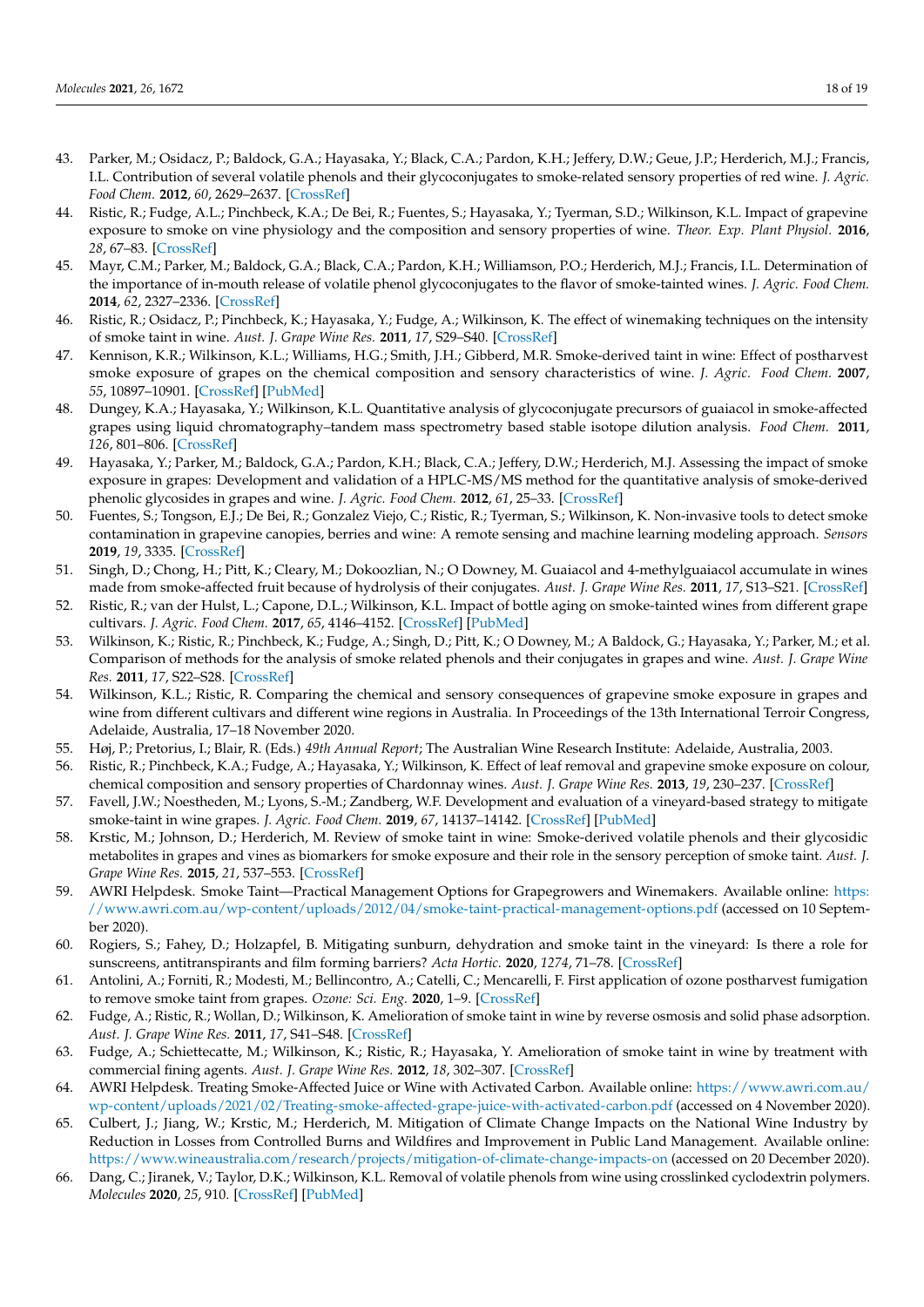43. Parker, M.; Osidacz, P.; Baldock, G.A.; Hayasaka, Y.; Black, C.A.; Pardon, K.H.; Jeffery, D.W.; Geue, J.P.; Herderich, M.J.; Francis, I.L. Contribution of several volatile phenols and their glycoconjugates to smoke-related sensory properties of red wine. *J. Agric. Food Chem.* **2012**, *60*, 2629–2637. [CrossRef]
44. Ristic, R.; Fudge, A.L.; Pinchbeck, K.A.; De Bei, R.; Fuentes, S.; Hayasaka, Y.; Tyerman, S.D.; Wilkinson, K.L. Impact of grapevine exposure to smoke on vine physiology and the composition and sensory properties of wine. *Theor. Exp. Plant Physiol.* **2016**, *28*, 67–83. [CrossRef]
45. Mayr, C.M.; Parker, M.; Baldock, G.A.; Black, C.A.; Pardon, K.H.; Williamson, P.O.; Herderich, M.J.; Francis, I.L. Determination of the importance of in-mouth release of volatile phenol glycoconjugates to the flavor of smoke-tainted wines. *J. Agric. Food Chem.* **2014**, *62*, 2327–2336. [CrossRef]
46. Ristic, R.; Osidacz, P.; Pinchbeck, K.; Hayasaka, Y.; Fudge, A.; Wilkinson, K. The effect of winemaking techniques on the intensity of smoke taint in wine. *Aust. J. Grape Wine Res.* **2011**, *17*, S29–S40. [CrossRef]
47. Kennison, K.R.; Wilkinson, K.L.; Williams, H.G.; Smith, J.H.; Gibberd, M.R. Smoke-derived taint in wine: Effect of postharvest smoke exposure of grapes on the chemical composition and sensory characteristics of wine. *J. Agric. Food Chem.* **2007**, *55*, 10897–10901. [CrossRef] [PubMed]
48. Dungey, K.A.; Hayasaka, Y.; Wilkinson, K.L. Quantitative analysis of glycoconjugate precursors of guaiacol in smoke-affected grapes using liquid chromatography–tandem mass spectrometry based stable isotope dilution analysis. *Food Chem.* **2011**, *126*, 801–806. [CrossRef]
49. Hayasaka, Y.; Parker, M.; Baldock, G.A.; Pardon, K.H.; Black, C.A.; Jeffery, D.W.; Herderich, M.J. Assessing the impact of smoke exposure in grapes: Development and validation of a HPLC-MS/MS method for the quantitative analysis of smoke-derived phenolic glycosides in grapes and wine. *J. Agric. Food Chem.* **2012**, *61*, 25–33. [CrossRef]
50. Fuentes, S.; Tongson, E.J.; De Bei, R.; Gonzalez Viejo, C.; Ristic, R.; Tyerman, S.; Wilkinson, K. Non-invasive tools to detect smoke contamination in grapevine canopies, berries and wine: A remote sensing and machine learning modeling approach. *Sensors* **2019**, *19*, 3335. [CrossRef]
51. Singh, D.; Chong, H.; Pitt, K.; Cleary, M.; Dokoozlian, N.; O Downey, M. Guaiacol and 4-methylguaiacol accumulate in wines made from smoke-affected fruit because of hydrolysis of their conjugates. *Aust. J. Grape Wine Res.* **2011**, *17*, S13–S21. [CrossRef]
52. Ristic, R.; van der Hulst, L.; Capone, D.L.; Wilkinson, K.L. Impact of bottle aging on smoke-tainted wines from different grape cultivars. *J. Agric. Food Chem.* **2017**, *65*, 4146–4152. [CrossRef] [PubMed]
53. Wilkinson, K.; Ristic, R.; Pinchbeck, K.; Fudge, A.; Singh, D.; Pitt, K.; O Downey, M.; A Baldock, G.; Hayasaka, Y.; Parker, M.; et al. Comparison of methods for the analysis of smoke related phenols and their conjugates in grapes and wine. *Aust. J. Grape Wine Res.* **2011**, *17*, S22–S28. [CrossRef]
54. Wilkinson, K.L.; Ristic, R. Comparing the chemical and sensory consequences of grapevine smoke exposure in grapes and wine from different cultivars and different wine regions in Australia. In Proceedings of the 13th International Terroir Congress, Adelaide, Australia, 17–18 November 2020.
55. Høj, P.; Pretorius, I.; Blair, R. (Eds.) *49th Annual Report*; The Australian Wine Research Institute: Adelaide, Australia, 2003.
56. Ristic, R.; Pinchbeck, K.A.; Fudge, A.; Hayasaka, Y.; Wilkinson, K. Effect of leaf removal and grapevine smoke exposure on colour, chemical composition and sensory properties of Chardonnay wines. *Aust. J. Grape Wine Res.* **2013**, *19*, 230–237. [CrossRef]
57. Favell, J.W.; Noestheden, M.; Lyons, S.-M.; Zandberg, W.F. Development and evaluation of a vineyard-based strategy to mitigate smoke-taint in wine grapes. *J. Agric. Food Chem.* **2019**, *67*, 14137–14142. [CrossRef] [PubMed]
58. Krstic, M.; Johnson, D.; Herderich, M. Review of smoke taint in wine: Smoke-derived volatile phenols and their glycosidic metabolites in grapes and vines as biomarkers for smoke exposure and their role in the sensory perception of smoke taint. *Aust. J. Grape Wine Res.* **2015**, *21*, 537–553. [CrossRef]
59. AWRI Helpdesk. Smoke Taint—Practical Management Options for Grapegrowers and Winemakers. Available online: https://www.awri.com.au/wp-content/uploads/2012/04/smoke-taint-practical-management-options.pdf (accessed on 10 September 2020).
60. Rogiers, S.; Fahey, D.; Holzapfel, B. Mitigating sunburn, dehydration and smoke taint in the vineyard: Is there a role for sunscreens, antitranspirants and film forming barriers? *Acta Hortic.* **2020**, *1274*, 71–78. [CrossRef]
61. Antolini, A.; Forniti, R.; Modesti, M.; Bellincontro, A.; Catelli, C.; Mencarelli, F. First application of ozone postharvest fumigation to remove smoke taint from grapes. *Ozone: Sci. Eng.* **2020**, 1–9. [CrossRef]
62. Fudge, A.; Ristic, R.; Wollan, D.; Wilkinson, K. Amelioration of smoke taint in wine by reverse osmosis and solid phase adsorption. *Aust. J. Grape Wine Res.* **2011**, *17*, S41–S48. [CrossRef]
63. Fudge, A.; Schiettecatte, M.; Wilkinson, K.; Ristic, R.; Hayasaka, Y. Amelioration of smoke taint in wine by treatment with commercial fining agents. *Aust. J. Grape Wine Res.* **2012**, *18*, 302–307. [CrossRef]
64. AWRI Helpdesk. Treating Smoke-Affected Juice or Wine with Activated Carbon. Available online: https://www.awri.com.au/wp-content/uploads/2021/02/Treating-smoke-affected-grape-juice-with-activated-carbon.pdf (accessed on 4 November 2020).
65. Culbert, J.; Jiang, W.; Krstic, M.; Herderich, M. Mitigation of Climate Change Impacts on the National Wine Industry by Reduction in Losses from Controlled Burns and Wildfires and Improvement in Public Land Management. Available online: https://www.wineaustralia.com/research/projects/mitigation-of-climate-change-impacts-on (accessed on 20 December 2020).
66. Dang, C.; Jiranek, V.; Taylor, D.K.; Wilkinson, K.L. Removal of volatile phenols from wine using crosslinked cyclodextrin polymers. *Molecules* **2020**, *25*, 910. [CrossRef] [PubMed]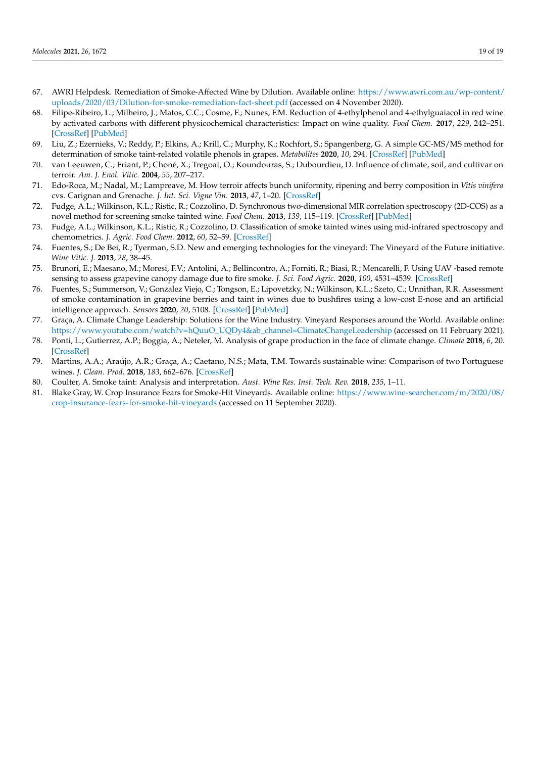67. AWRI Helpdesk. Remediation of Smoke-Affected Wine by Dilution. Available online: https://www.awri.com.au/wp-content/uploads/2020/03/Dilution-for-smoke-remediation-fact-sheet.pdf (accessed on 4 November 2020).
68. Filipe-Ribeiro, L.; Milheiro, J.; Matos, C.C.; Cosme, F.; Nunes, F.M. Reduction of 4-ethylphenol and 4-ethylguaiacol in red wine by activated carbons with different physicochemical characteristics: Impact on wine quality. *Food Chem.* **2017**, *229*, 242–251. [CrossRef] [PubMed]
69. Liu, Z.; Ezernieks, V.; Reddy, P.; Elkins, A.; Krill, C.; Murphy, K.; Rochfort, S.; Spangenberg, G. A simple GC-MS/MS method for determination of smoke taint-related volatile phenols in grapes. *Metabolites* **2020**, *10*, 294. [CrossRef] [PubMed]
70. van Leeuwen, C.; Friant, P.; Choné, X.; Tregoat, O.; Koundouras, S.; Dubourdieu, D. Influence of climate, soil, and cultivar on terroir. *Am. J. Enol. Vitic.* **2004**, *55*, 207–217.
71. Edo-Roca, M.; Nadal, M.; Lampreave, M. How terroir affects bunch uniformity, ripening and berry composition in *Vitis vinifera* cvs. Carignan and Grenache. *J. Int. Sci. Vigne Vin.* **2013**, *47*, 1–20. [CrossRef]
72. Fudge, A.L.; Wilkinson, K.L.; Ristic, R.; Cozzolino, D. Synchronous two-dimensional MIR correlation spectroscopy (2D-COS) as a novel method for screening smoke tainted wine. *Food Chem.* **2013**, *139*, 115–119. [CrossRef] [PubMed]
73. Fudge, A.L.; Wilkinson, K.L.; Ristic, R.; Cozzolino, D. Classification of smoke tainted wines using mid-infrared spectroscopy and chemometrics. *J. Agric. Food Chem.* **2012**, *60*, 52–59. [CrossRef]
74. Fuentes, S.; De Bei, R.; Tyerman, S.D. New and emerging technologies for the vineyard: The Vineyard of the Future initiative. *Wine Vitic. J.* **2013**, *28*, 38–45.
75. Brunori, E.; Maesano, M.; Moresi, F.V.; Antolini, A.; Bellincontro, A.; Forniti, R.; Biasi, R.; Mencarelli, F. Using UAV -based remote sensing to assess grapevine canopy damage due to fire smoke. *J. Sci. Food Agric.* **2020**, *100*, 4531–4539. [CrossRef]
76. Fuentes, S.; Summerson, V.; Gonzalez Viejo, C.; Tongson, E.; Lipovetzky, N.; Wilkinson, K.L.; Szeto, C.; Unnithan, R.R. Assessment of smoke contamination in grapevine berries and taint in wines due to bushfires using a low-cost E-nose and an artificial intelligence approach. *Sensors* **2020**, *20*, 5108. [CrossRef] [PubMed]
77. Graça, A. Climate Change Leadership: Solutions for the Wine Industry. Vineyard Responses around the World. Available online: https://www.youtube.com/watch?v=hQuuO_UQDy4&ab_channel=ClimateChangeLeadership (accessed on 11 February 2021).
78. Ponti, L.; Gutierrez, A.P.; Boggia, A.; Neteler, M. Analysis of grape production in the face of climate change. *Climate* **2018**, *6*, 20. [CrossRef]
79. Martins, A.A.; Araújo, A.R.; Graça, A.; Caetano, N.S.; Mata, T.M. Towards sustainable wine: Comparison of two Portuguese wines. *J. Clean. Prod.* **2018**, *183*, 662–676. [CrossRef]
80. Coulter, A. Smoke taint: Analysis and interpretation. *Aust. Wine Res. Inst. Tech. Rev.* **2018**, *235*, 1–11.
81. Blake Gray, W. Crop Insurance Fears for Smoke-Hit Vineyards. Available online: https://www.wine-searcher.com/m/2020/08/crop-insurance-fears-for-smoke-hit-vineyards (accessed on 11 September 2020).